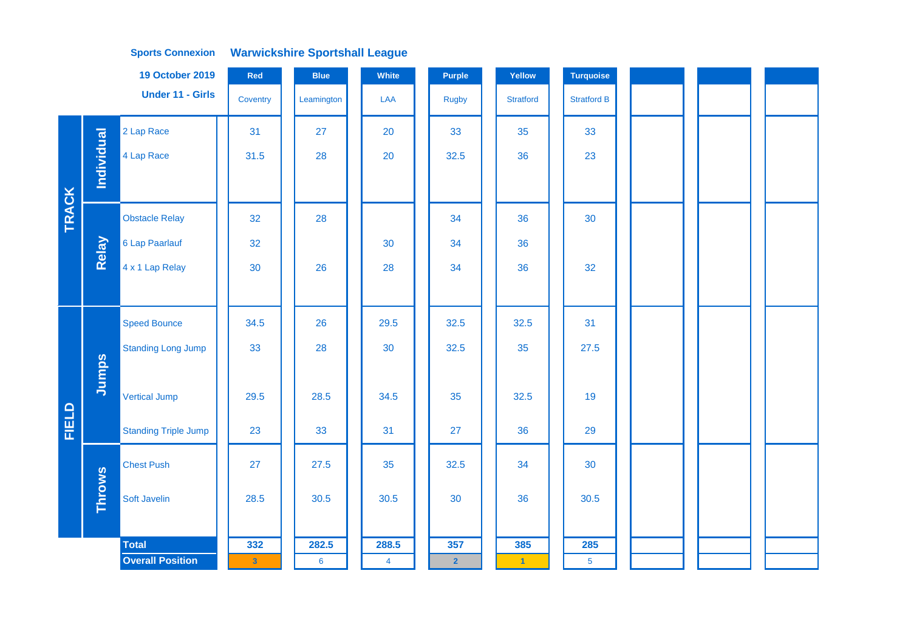**Sports Connexion** **Warwickshire Sportshall League**

**19 October 2019**

**Under 11 - Girls**

| | | | Red | Blue | White | Purple | Yellow | Turquoise | | | |
|---|---|---|---|---|---|---|---|---|---|---|---|
| | | | Coventry | Leamington | LAA | Rugby | Stratford | Stratford B | | | |
| TRACK | Individual | 2 Lap Race | 31 | 27 | 20 | 33 | 35 | 33 | | | |
| | | 4 Lap Race | 31.5 | 28 | 20 | 32.5 | 36 | 23 | | | |
| | Relay | Obstacle Relay | 32 | 28 | | 34 | 36 | 30 | | | |
| | | 6 Lap Paarlauf | 32 | | 30 | 34 | 36 | | | | |
| | | 4 x 1 Lap Relay | 30 | 26 | 28 | 34 | 36 | 32 | | | |
| FIELD | Jumps | Speed Bounce | 34.5 | 26 | 29.5 | 32.5 | 32.5 | 31 | | | |
| | | Standing Long Jump | 33 | 28 | 30 | 32.5 | 35 | 27.5 | | | |
| | | Vertical Jump | 29.5 | 28.5 | 34.5 | 35 | 32.5 | 19 | | | |
| | | Standing Triple Jump | 23 | 33 | 31 | 27 | 36 | 29 | | | |
| | Throws | Chest Push | 27 | 27.5 | 35 | 32.5 | 34 | 30 | | | |
| | | Soft Javelin | 28.5 | 30.5 | 30.5 | 30 | 36 | 30.5 | | | |
| | | **Total** | **332** | **282.5** | **288.5** | **357** | **385** | **285** | | | |
| | | **Overall Position** | 3 | 6 | 4 | 2 | 1 | 5 | | | |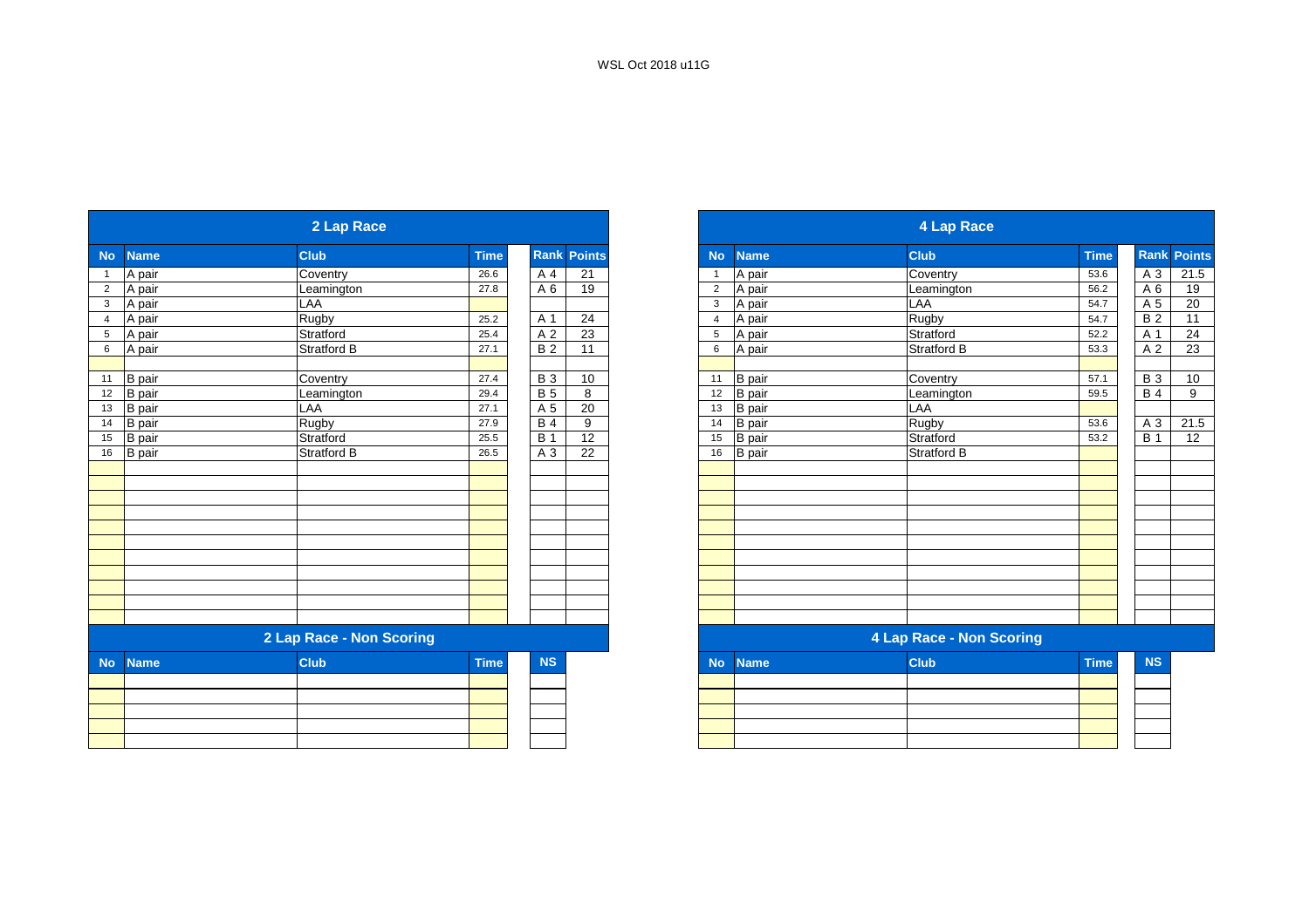WSL Oct 2018 u11G

## 2 Lap Race

| No | Name | Club | Time | Rank | Points |
|---|---|---|---|---|---|
| 1 | A pair | Coventry | 26.6 | A 4 | 21 |
| 2 | A pair | Leamington | 27.8 | A 6 | 19 |
| 3 | A pair | LAA | | | |
| 4 | A pair | Rugby | 25.2 | A 1 | 24 |
| 5 | A pair | Stratford | 25.4 | A 2 | 23 |
| 6 | A pair | Stratford B | 27.1 | B 2 | 11 |
| | | | | | |
| 11 | B pair | Coventry | 27.4 | B 3 | 10 |
| 12 | B pair | Leamington | 29.4 | B 5 | 8 |
| 13 | B pair | LAA | 27.1 | A 5 | 20 |
| 14 | B pair | Rugby | 27.9 | B 4 | 9 |
| 15 | B pair | Stratford | 25.5 | B 1 | 12 |
| 16 | B pair | Stratford B | 26.5 | A 3 | 22 |

## 2 Lap Race - Non Scoring

| No | Name | Club | Time | NS |
|---|---|---|---|---|
| | | | | |

## 4 Lap Race

| No | Name | Club | Time | Rank | Points |
|---|---|---|---|---|---|
| 1 | A pair | Coventry | 53.6 | A 3 | 21.5 |
| 2 | A pair | Leamington | 56.2 | A 6 | 19 |
| 3 | A pair | LAA | 54.7 | A 5 | 20 |
| 4 | A pair | Rugby | 54.7 | B 2 | 11 |
| 5 | A pair | Stratford | 52.2 | A 1 | 24 |
| 6 | A pair | Stratford B | 53.3 | A 2 | 23 |
| | | | | | |
| 11 | B pair | Coventry | 57.1 | B 3 | 10 |
| 12 | B pair | Leamington | 59.5 | B 4 | 9 |
| 13 | B pair | LAA | | | |
| 14 | B pair | Rugby | 53.6 | A 3 | 21.5 |
| 15 | B pair | Stratford | 53.2 | B 1 | 12 |
| 16 | B pair | Stratford B | | | |

## 4 Lap Race - Non Scoring

| No | Name | Club | Time | NS |
|---|---|---|---|---|
| | | | | |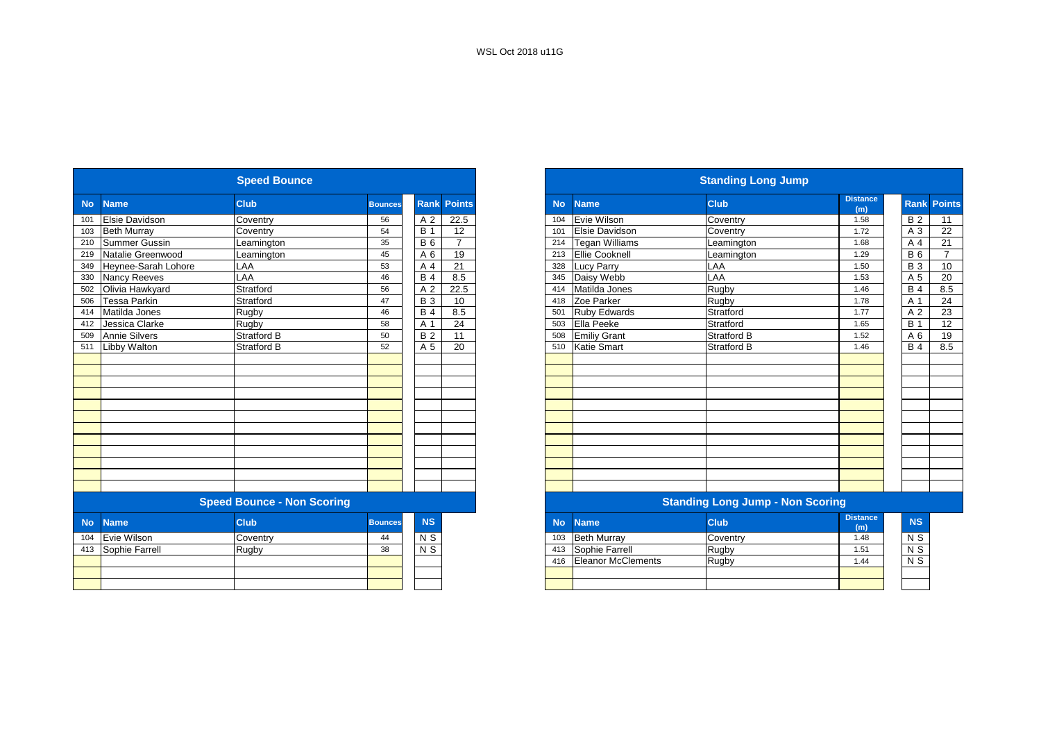WSL Oct 2018 u11G

## Speed Bounce

| No | Name | Club | Bounces | Rank | Points |
|---|---|---|---|---|---|
| 101 | Elsie Davidson | Coventry | 56 | A 2 | 22.5 |
| 103 | Beth Murray | Coventry | 54 | B 1 | 12 |
| 210 | Summer Gussin | Leamington | 35 | B 6 | 7 |
| 219 | Natalie Greenwood | Leamington | 45 | A 6 | 19 |
| 349 | Heynee-Sarah Lohore | LAA | 53 | A 4 | 21 |
| 330 | Nancy Reeves | LAA | 46 | B 4 | 8.5 |
| 502 | Olivia Hawkyard | Stratford | 56 | A 2 | 22.5 |
| 506 | Tessa Parkin | Stratford | 47 | B 3 | 10 |
| 414 | Matilda Jones | Rugby | 46 | B 4 | 8.5 |
| 412 | Jessica Clarke | Rugby | 58 | A 1 | 24 |
| 509 | Annie Silvers | Stratford B | 50 | B 2 | 11 |
| 511 | Libby Walton | Stratford B | 52 | A 5 | 20 |

## Speed Bounce - Non Scoring

| No | Name | Club | Bounces | NS |
|---|---|---|---|---|
| 104 | Evie Wilson | Coventry | 44 | N S |
| 413 | Sophie Farrell | Rugby | 38 | N S |

## Standing Long Jump

| No | Name | Club | Distance (m) | Rank | Points |
|---|---|---|---|---|---|
| 104 | Evie Wilson | Coventry | 1.58 | B 2 | 11 |
| 101 | Elsie Davidson | Coventry | 1.72 | A 3 | 22 |
| 214 | Tegan Williams | Leamington | 1.68 | A 4 | 21 |
| 213 | Ellie Cooknell | Leamington | 1.29 | B 6 | 7 |
| 328 | Lucy Parry | LAA | 1.50 | B 3 | 10 |
| 345 | Daisy Webb | LAA | 1.53 | A 5 | 20 |
| 414 | Matilda Jones | Rugby | 1.46 | B 4 | 8.5 |
| 418 | Zoe Parker | Rugby | 1.78 | A 1 | 24 |
| 501 | Ruby Edwards | Stratford | 1.77 | A 2 | 23 |
| 503 | Ella Peeke | Stratford | 1.65 | B 1 | 12 |
| 508 | Emiliy Grant | Stratford B | 1.52 | A 6 | 19 |
| 510 | Katie Smart | Stratford B | 1.46 | B 4 | 8.5 |

## Standing Long Jump - Non Scoring

| No | Name | Club | Distance (m) | NS |
|---|---|---|---|---|
| 103 | Beth Murray | Coventry | 1.48 | N S |
| 413 | Sophie Farrell | Rugby | 1.51 | N S |
| 416 | Eleanor McClements | Rugby | 1.44 | N S |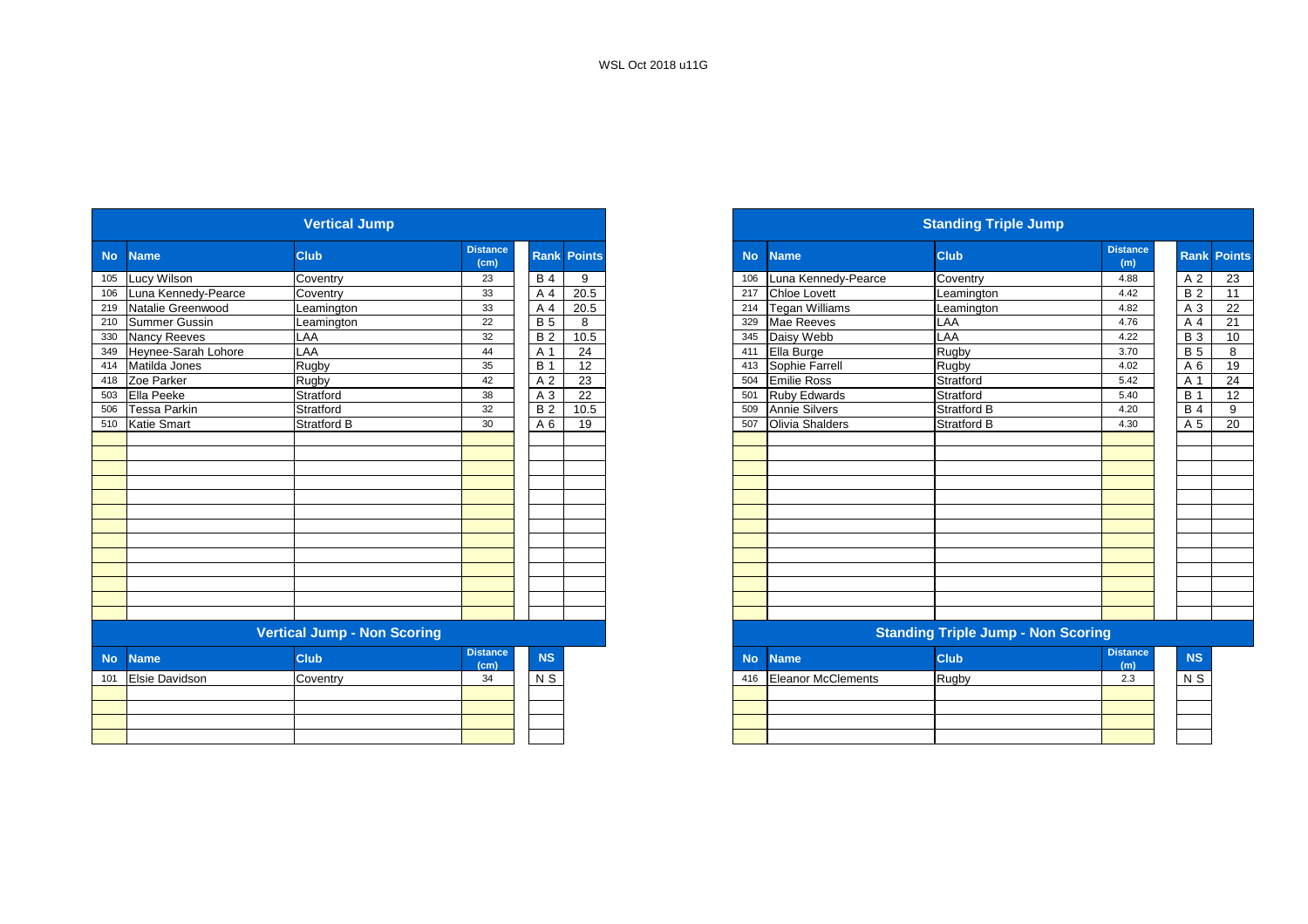WSL Oct 2018 u11G

## Vertical Jump

| No | Name | Club | Distance (cm) | Rank | Points |
|---|---|---|---|---|---|
| 105 | Lucy Wilson | Coventry | 23 | B 4 | 9 |
| 106 | Luna Kennedy-Pearce | Coventry | 33 | A 4 | 20.5 |
| 219 | Natalie Greenwood | Leamington | 33 | A 4 | 20.5 |
| 210 | Summer Gussin | Leamington | 22 | B 5 | 8 |
| 330 | Nancy Reeves | LAA | 32 | B 2 | 10.5 |
| 349 | Heynee-Sarah Lohore | LAA | 44 | A 1 | 24 |
| 414 | Matilda Jones | Rugby | 35 | B 1 | 12 |
| 418 | Zoe Parker | Rugby | 42 | A 2 | 23 |
| 503 | Ella Peeke | Stratford | 38 | A 3 | 22 |
| 506 | Tessa Parkin | Stratford | 32 | B 2 | 10.5 |
| 510 | Katie Smart | Stratford B | 30 | A 6 | 19 |

## Vertical Jump - Non Scoring

| No | Name | Club | Distance (cm) | NS |
|---|---|---|---|---|
| 101 | Elsie Davidson | Coventry | 34 | N S |

## Standing Triple Jump

| No | Name | Club | Distance (m) | Rank | Points |
|---|---|---|---|---|---|
| 106 | Luna Kennedy-Pearce | Coventry | 4.88 | A 2 | 23 |
| 217 | Chloe Lovett | Leamington | 4.42 | B 2 | 11 |
| 214 | Tegan Williams | Leamington | 4.82 | A 3 | 22 |
| 329 | Mae Reeves | LAA | 4.76 | A 4 | 21 |
| 345 | Daisy Webb | LAA | 4.22 | B 3 | 10 |
| 411 | Ella Burge | Rugby | 3.70 | B 5 | 8 |
| 413 | Sophie Farrell | Rugby | 4.02 | A 6 | 19 |
| 504 | Emilie Ross | Stratford | 5.42 | A 1 | 24 |
| 501 | Ruby Edwards | Stratford | 5.40 | B 1 | 12 |
| 509 | Annie Silvers | Stratford B | 4.20 | B 4 | 9 |
| 507 | Olivia Shalders | Stratford B | 4.30 | A 5 | 20 |

## Standing Triple Jump - Non Scoring

| No | Name | Club | Distance (m) | NS |
|---|---|---|---|---|
| 416 | Eleanor McClements | Rugby | 2.3 | N S |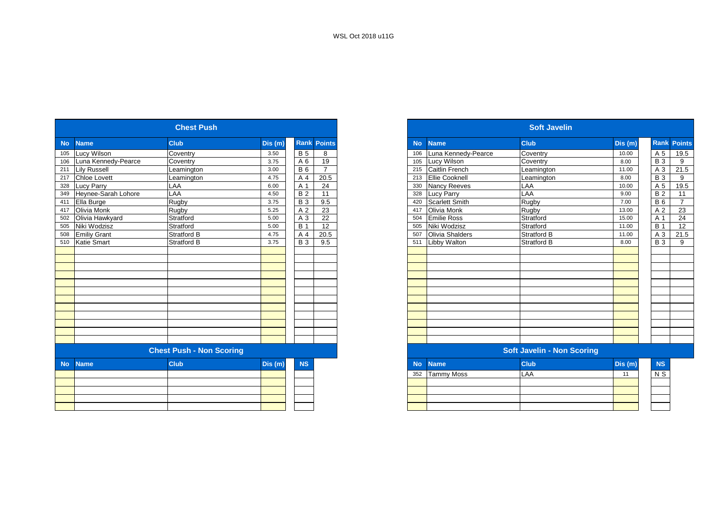WSL Oct 2018 u11G

## Chest Push

| No | Name | Club | Dis (m) | Rank | Points |
|---|---|---|---|---|---|
| 105 | Lucy Wilson | Coventry | 3.50 | B 5 | 8 |
| 106 | Luna Kennedy-Pearce | Coventry | 3.75 | A 6 | 19 |
| 211 | Lily Russell | Leamington | 3.00 | B 6 | 7 |
| 217 | Chloe Lovett | Leamington | 4.75 | A 4 | 20.5 |
| 328 | Lucy Parry | LAA | 6.00 | A 1 | 24 |
| 349 | Heynee-Sarah Lohore | LAA | 4.50 | B 2 | 11 |
| 411 | Ella Burge | Rugby | 3.75 | B 3 | 9.5 |
| 417 | Olivia Monk | Rugby | 5.25 | A 2 | 23 |
| 502 | Olivia Hawkyard | Stratford | 5.00 | A 3 | 22 |
| 505 | Niki Wodzisz | Stratford | 5.00 | B 1 | 12 |
| 508 | Emiliy Grant | Stratford B | 4.75 | A 4 | 20.5 |
| 510 | Katie Smart | Stratford B | 3.75 | B 3 | 9.5 |

## Chest Push - Non Scoring

| No | Name | Club | Dis (m) | NS |
|---|---|---|---|---|

## Soft Javelin

| No | Name | Club | Dis (m) | Rank | Points |
|---|---|---|---|---|---|
| 106 | Luna Kennedy-Pearce | Coventry | 10.00 | A 5 | 19.5 |
| 105 | Lucy Wilson | Coventry | 8.00 | B 3 | 9 |
| 215 | Caitlin French | Leamington | 11.00 | A 3 | 21.5 |
| 213 | Ellie Cooknell | Leamington | 8.00 | B 3 | 9 |
| 330 | Nancy Reeves | LAA | 10.00 | A 5 | 19.5 |
| 328 | Lucy Parry | LAA | 9.00 | B 2 | 11 |
| 420 | Scarlett Smith | Rugby | 7.00 | B 6 | 7 |
| 417 | Olivia Monk | Rugby | 13.00 | A 2 | 23 |
| 504 | Emilie Ross | Stratford | 15.00 | A 1 | 24 |
| 505 | Niki Wodzisz | Stratford | 11.00 | B 1 | 12 |
| 507 | Olivia Shalders | Stratford B | 11.00 | A 3 | 21.5 |
| 511 | Libby Walton | Stratford B | 8.00 | B 3 | 9 |

## Soft Javelin - Non Scoring

| No | Name | Club | Dis (m) | NS |
|---|---|---|---|---|
| 352 | Tammy Moss | LAA | 11 | N S |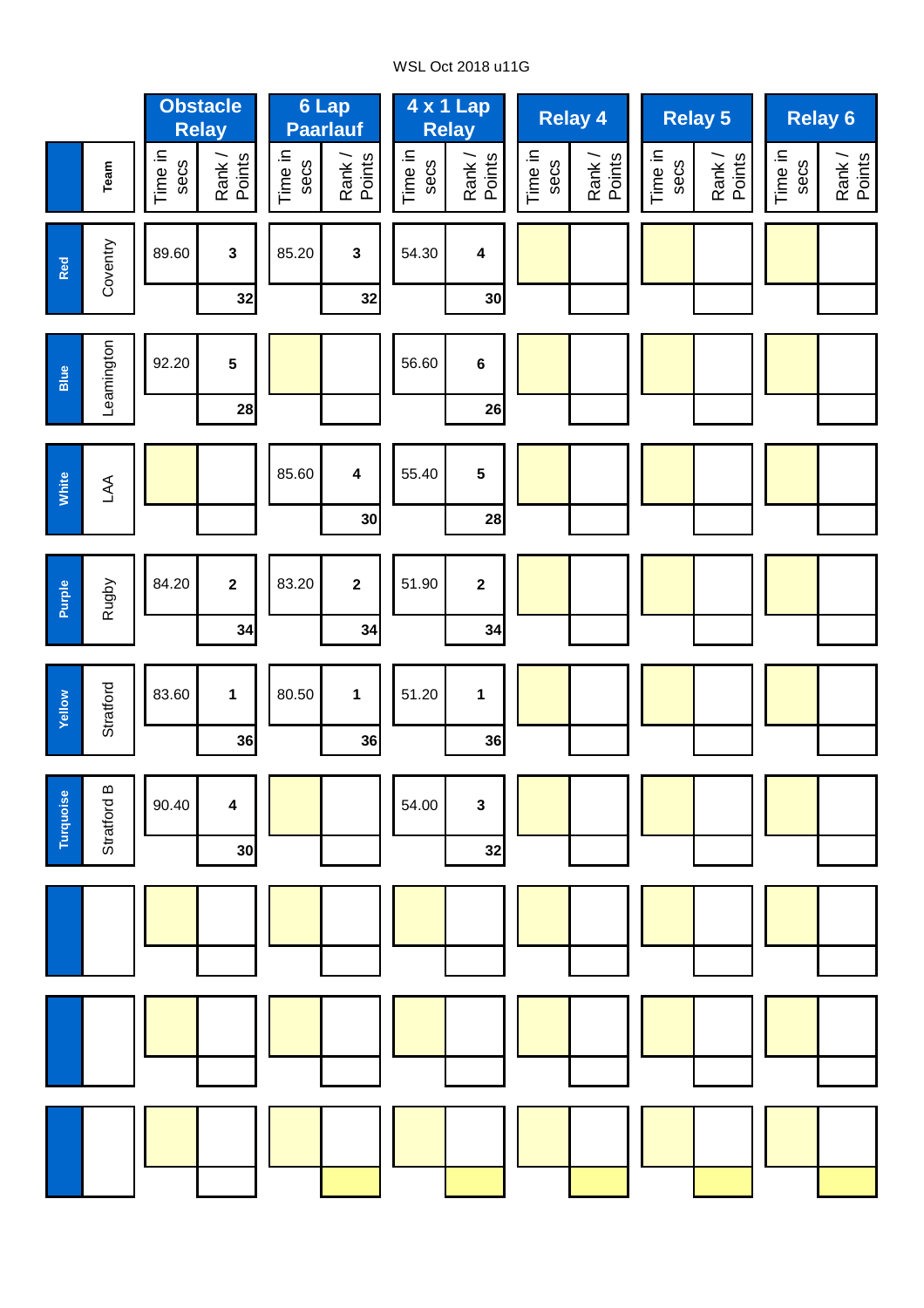WSL Oct 2018 u11G

| | Team | Obstacle Relay | | 6 Lap Paarlauf | | 4 x 1 Lap Relay | | Relay 4 | | Relay 5 | | Relay 6 | |
|---|---|---|---|---|---|---|---|---|---|---|---|---|---|
| | | Time in secs | Rank / Points | Time in secs | Rank / Points | Time in secs | Rank / Points | Time in secs | Rank / Points | Time in secs | Rank / Points | Time in secs | Rank / Points |
| Red | Coventry | 89.60 | 3 | 85.20 | 3 | 54.30 | 4 | | | | | | |
| | | | 32 | | 32 | | 30 | | | | | | |
| Blue | Leamington | 92.20 | 5 | | | 56.60 | 6 | | | | | | |
| | | | 28 | | | | 26 | | | | | | |
| White | LAA | | | 85.60 | 4 | 55.40 | 5 | | | | | | |
| | | | | | 30 | | 28 | | | | | | |
| Purple | Rugby | 84.20 | 2 | 83.20 | 2 | 51.90 | 2 | | | | | | |
| | | | 34 | | 34 | | 34 | | | | | | |
| Yellow | Stratford | 83.60 | 1 | 80.50 | 1 | 51.20 | 1 | | | | | | |
| | | | 36 | | 36 | | 36 | | | | | | |
| Turquoise | Stratford B | 90.40 | 4 | | | 54.00 | 3 | | | | | | |
| | | | 30 | | | | 32 | | | | | | |
| | | | | | | | | | | | | | |
| | | | | | | | | | | | | | |
| | | | | | | | | | | | | | |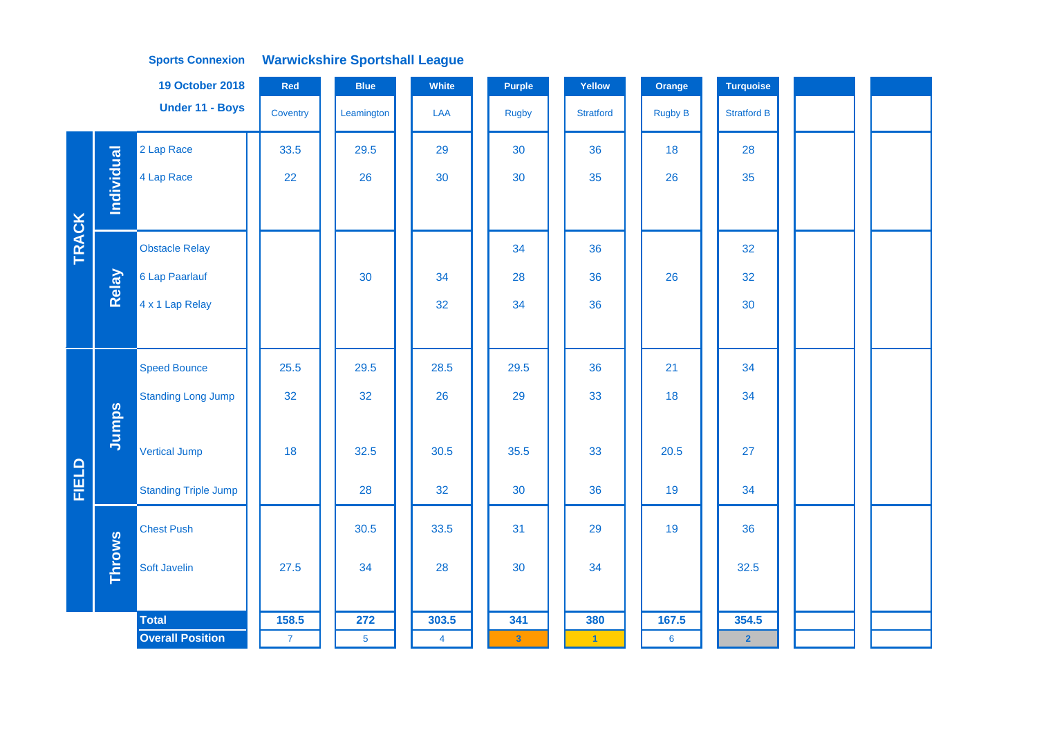**Sports Connexion** **Warwickshire Sportshall League**

**19 October 2018**

**Under 11 - Boys**

| | | Event | Red | Blue | White | Purple | Yellow | Orange | Turquoise | | |
|---|---|---|---|---|---|---|---|---|---|---|---|
| | | | Coventry | Leamington | LAA | Rugby | Stratford | Rugby B | Stratford B | | |
| TRACK | Individual | 2 Lap Race | 33.5 | 29.5 | 29 | 30 | 36 | 18 | 28 | | |
| | | 4 Lap Race | 22 | 26 | 30 | 30 | 35 | 26 | 35 | | |
| | Relay | Obstacle Relay | | | | 34 | 36 | | 32 | | |
| | | 6 Lap Paarlauf | | 30 | 34 | 28 | 36 | 26 | 32 | | |
| | | 4 x 1 Lap Relay | | | 32 | 34 | 36 | | 30 | | |
| FIELD | Jumps | Speed Bounce | 25.5 | 29.5 | 28.5 | 29.5 | 36 | 21 | 34 | | |
| | | Standing Long Jump | 32 | 32 | 26 | 29 | 33 | 18 | 34 | | |
| | | Vertical Jump | 18 | 32.5 | 30.5 | 35.5 | 33 | 20.5 | 27 | | |
| | | Standing Triple Jump | | 28 | 32 | 30 | 36 | 19 | 34 | | |
| | Throws | Chest Push | | 30.5 | 33.5 | 31 | 29 | 19 | 36 | | |
| | | Soft Javelin | 27.5 | 34 | 28 | 30 | 34 | | 32.5 | | |
| | | **Total** | **158.5** | **272** | **303.5** | **341** | **380** | **167.5** | **354.5** | | |
| | | **Overall Position** | 7 | 5 | 4 | 3 | 1 | 6 | 2 | | |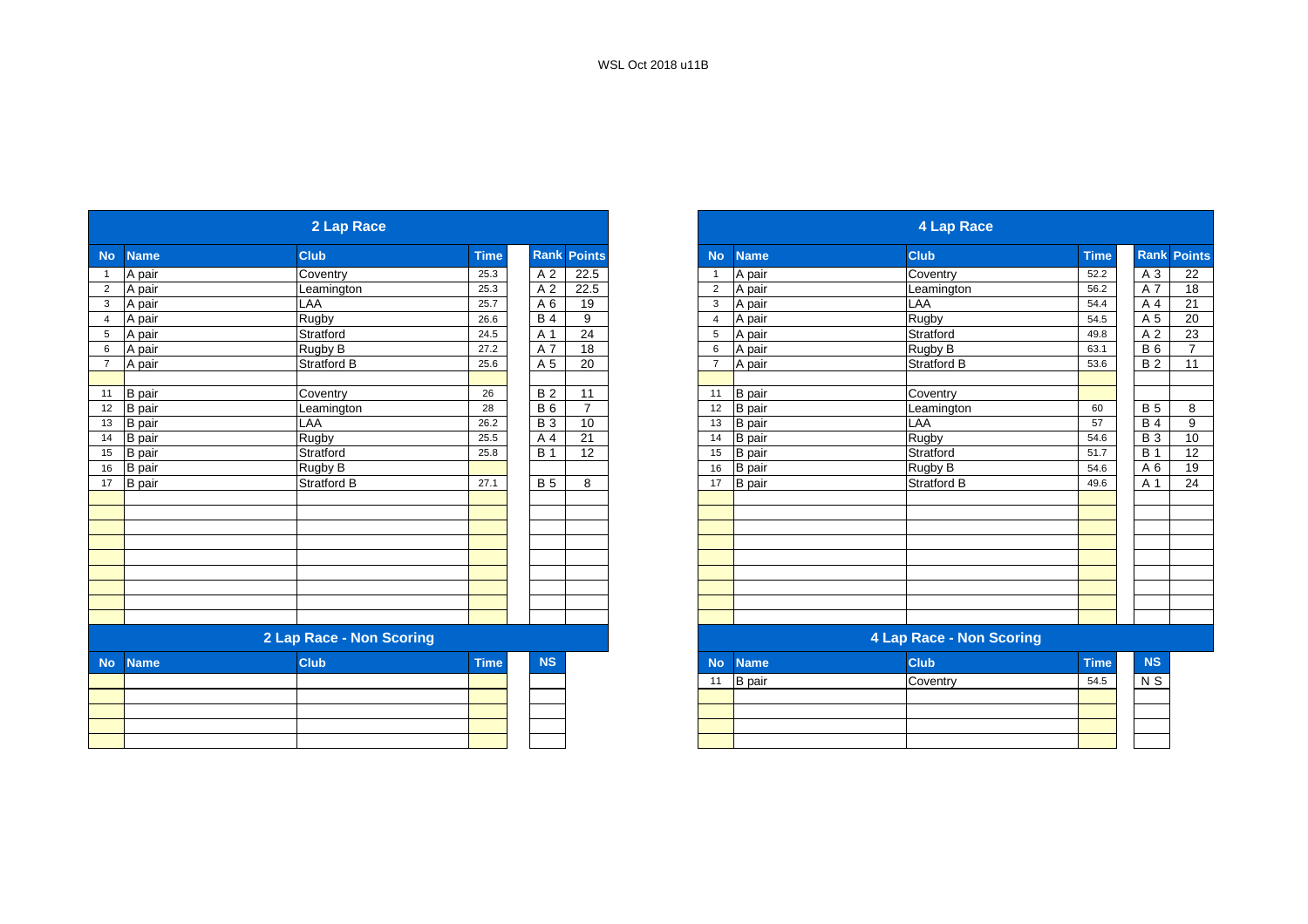WSL Oct 2018 u11B

## 2 Lap Race

| No | Name | Club | Time | Rank | Points |
|---|---|---|---|---|---|
| 1 | A pair | Coventry | 25.3 | A 2 | 22.5 |
| 2 | A pair | Leamington | 25.3 | A 2 | 22.5 |
| 3 | A pair | LAA | 25.7 | A 6 | 19 |
| 4 | A pair | Rugby | 26.6 | B 4 | 9 |
| 5 | A pair | Stratford | 24.5 | A 1 | 24 |
| 6 | A pair | Rugby B | 27.2 | A 7 | 18 |
| 7 | A pair | Stratford B | 25.6 | A 5 | 20 |
| | | | | | |
| 11 | B pair | Coventry | 26 | B 2 | 11 |
| 12 | B pair | Leamington | 28 | B 6 | 7 |
| 13 | B pair | LAA | 26.2 | B 3 | 10 |
| 14 | B pair | Rugby | 25.5 | A 4 | 21 |
| 15 | B pair | Stratford | 25.8 | B 1 | 12 |
| 16 | B pair | Rugby B | | | |
| 17 | B pair | Stratford B | 27.1 | B 5 | 8 |

## 2 Lap Race - Non Scoring

| No | Name | Club | Time | NS |
|---|---|---|---|---|
| | | | | |

## 4 Lap Race

| No | Name | Club | Time | Rank | Points |
|---|---|---|---|---|---|
| 1 | A pair | Coventry | 52.2 | A 3 | 22 |
| 2 | A pair | Leamington | 56.2 | A 7 | 18 |
| 3 | A pair | LAA | 54.4 | A 4 | 21 |
| 4 | A pair | Rugby | 54.5 | A 5 | 20 |
| 5 | A pair | Stratford | 49.8 | A 2 | 23 |
| 6 | A pair | Rugby B | 63.1 | B 6 | 7 |
| 7 | A pair | Stratford B | 53.6 | B 2 | 11 |
| | | | | | |
| 11 | B pair | Coventry | | | |
| 12 | B pair | Leamington | 60 | B 5 | 8 |
| 13 | B pair | LAA | 57 | B 4 | 9 |
| 14 | B pair | Rugby | 54.6 | B 3 | 10 |
| 15 | B pair | Stratford | 51.7 | B 1 | 12 |
| 16 | B pair | Rugby B | 54.6 | A 6 | 19 |
| 17 | B pair | Stratford B | 49.6 | A 1 | 24 |

## 4 Lap Race - Non Scoring

| No | Name | Club | Time | NS |
|---|---|---|---|---|
| 11 | B pair | Coventry | 54.5 | N S |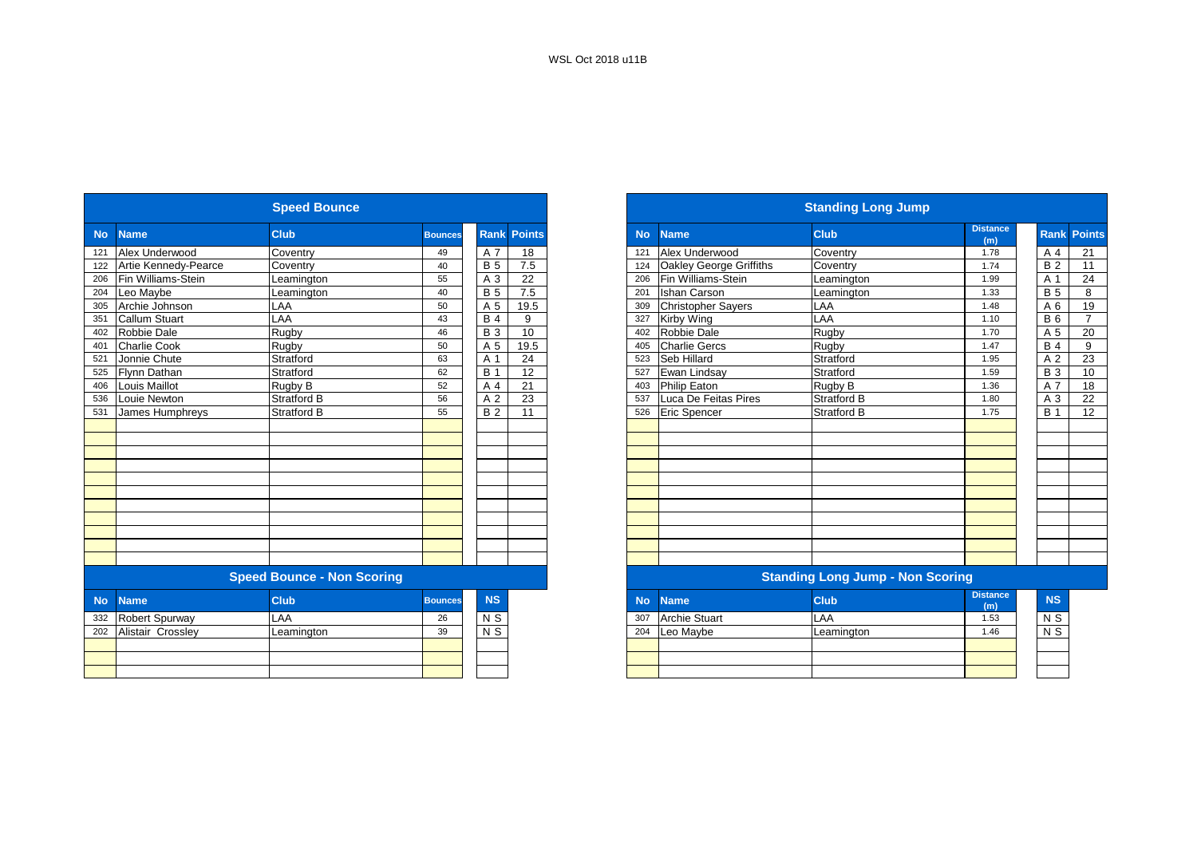WSL Oct 2018 u11B

## Speed Bounce

| No | Name | Club | Bounces | Rank | Points |
|---|---|---|---|---|---|
| 121 | Alex Underwood | Coventry | 49 | A 7 | 18 |
| 122 | Artie Kennedy-Pearce | Coventry | 40 | B 5 | 7.5 |
| 206 | Fin Williams-Stein | Leamington | 55 | A 3 | 22 |
| 204 | Leo Maybe | Leamington | 40 | B 5 | 7.5 |
| 305 | Archie Johnson | LAA | 50 | A 5 | 19.5 |
| 351 | Callum Stuart | LAA | 43 | B 4 | 9 |
| 402 | Robbie Dale | Rugby | 46 | B 3 | 10 |
| 401 | Charlie Cook | Rugby | 50 | A 5 | 19.5 |
| 521 | Jonnie Chute | Stratford | 63 | A 1 | 24 |
| 525 | Flynn Dathan | Stratford | 62 | B 1 | 12 |
| 406 | Louis Maillot | Rugby B | 52 | A 4 | 21 |
| 536 | Louie Newton | Stratford B | 56 | A 2 | 23 |
| 531 | James Humphreys | Stratford B | 55 | B 2 | 11 |

## Speed Bounce - Non Scoring

| No | Name | Club | Bounces | NS |
|---|---|---|---|---|
| 332 | Robert Spurway | LAA | 26 | N S |
| 202 | Alistair Crossley | Leamington | 39 | N S |

## Standing Long Jump

| No | Name | Club | Distance (m) | Rank | Points |
|---|---|---|---|---|---|
| 121 | Alex Underwood | Coventry | 1.78 | A 4 | 21 |
| 124 | Oakley George Griffiths | Coventry | 1.74 | B 2 | 11 |
| 206 | Fin Williams-Stein | Leamington | 1.99 | A 1 | 24 |
| 201 | Ishan Carson | Leamington | 1.33 | B 5 | 8 |
| 309 | Christopher Sayers | LAA | 1.48 | A 6 | 19 |
| 327 | Kirby Wing | LAA | 1.10 | B 6 | 7 |
| 402 | Robbie Dale | Rugby | 1.70 | A 5 | 20 |
| 405 | Charlie Gercs | Rugby | 1.47 | B 4 | 9 |
| 523 | Seb Hillard | Stratford | 1.95 | A 2 | 23 |
| 527 | Ewan Lindsay | Stratford | 1.59 | B 3 | 10 |
| 403 | Philip Eaton | Rugby B | 1.36 | A 7 | 18 |
| 537 | Luca De Feitas Pires | Stratford B | 1.80 | A 3 | 22 |
| 526 | Eric Spencer | Stratford B | 1.75 | B 1 | 12 |

## Standing Long Jump - Non Scoring

| No | Name | Club | Distance (m) | NS |
|---|---|---|---|---|
| 307 | Archie Stuart | LAA | 1.53 | N S |
| 204 | Leo Maybe | Leamington | 1.46 | N S |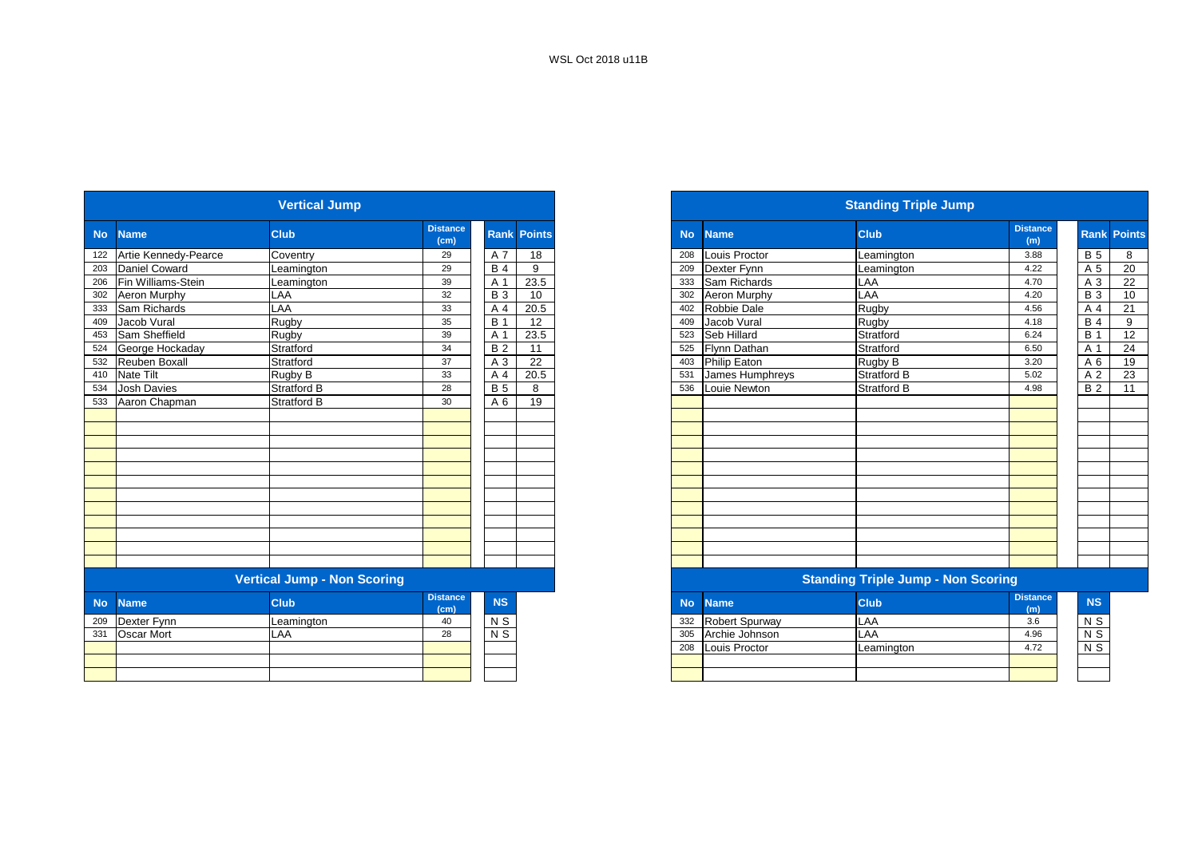WSL Oct 2018 u11B

## Vertical Jump

| No | Name | Club | Distance (cm) | Rank | Points |
|---|---|---|---|---|---|
| 122 | Artie Kennedy-Pearce | Coventry | 29 | A 7 | 18 |
| 203 | Daniel Coward | Leamington | 29 | B 4 | 9 |
| 206 | Fin Williams-Stein | Leamington | 39 | A 1 | 23.5 |
| 302 | Aeron Murphy | LAA | 32 | B 3 | 10 |
| 333 | Sam Richards | LAA | 33 | A 4 | 20.5 |
| 409 | Jacob Vural | Rugby | 35 | B 1 | 12 |
| 453 | Sam Sheffield | Rugby | 39 | A 1 | 23.5 |
| 524 | George Hockaday | Stratford | 34 | B 2 | 11 |
| 532 | Reuben Boxall | Stratford | 37 | A 3 | 22 |
| 410 | Nate Tilt | Rugby B | 33 | A 4 | 20.5 |
| 534 | Josh Davies | Stratford B | 28 | B 5 | 8 |
| 533 | Aaron Chapman | Stratford B | 30 | A 6 | 19 |

## Vertical Jump - Non Scoring

| No | Name | Club | Distance (cm) | NS |
|---|---|---|---|---|
| 209 | Dexter Fynn | Leamington | 40 | N S |
| 331 | Oscar Mort | LAA | 28 | N S |

## Standing Triple Jump

| No | Name | Club | Distance (m) | Rank | Points |
|---|---|---|---|---|---|
| 208 | Louis Proctor | Leamington | 3.88 | B 5 | 8 |
| 209 | Dexter Fynn | Leamington | 4.22 | A 5 | 20 |
| 333 | Sam Richards | LAA | 4.70 | A 3 | 22 |
| 302 | Aeron Murphy | LAA | 4.20 | B 3 | 10 |
| 402 | Robbie Dale | Rugby | 4.56 | A 4 | 21 |
| 409 | Jacob Vural | Rugby | 4.18 | B 4 | 9 |
| 523 | Seb Hillard | Stratford | 6.24 | B 1 | 12 |
| 525 | Flynn Dathan | Stratford | 6.50 | A 1 | 24 |
| 403 | Philip Eaton | Rugby B | 3.20 | A 6 | 19 |
| 531 | James Humphreys | Stratford B | 5.02 | A 2 | 23 |
| 536 | Louie Newton | Stratford B | 4.98 | B 2 | 11 |

## Standing Triple Jump - Non Scoring

| No | Name | Club | Distance (m) | NS |
|---|---|---|---|---|
| 332 | Robert Spurway | LAA | 3.6 | N S |
| 305 | Archie Johnson | LAA | 4.96 | N S |
| 208 | Louis Proctor | Leamington | 4.72 | N S |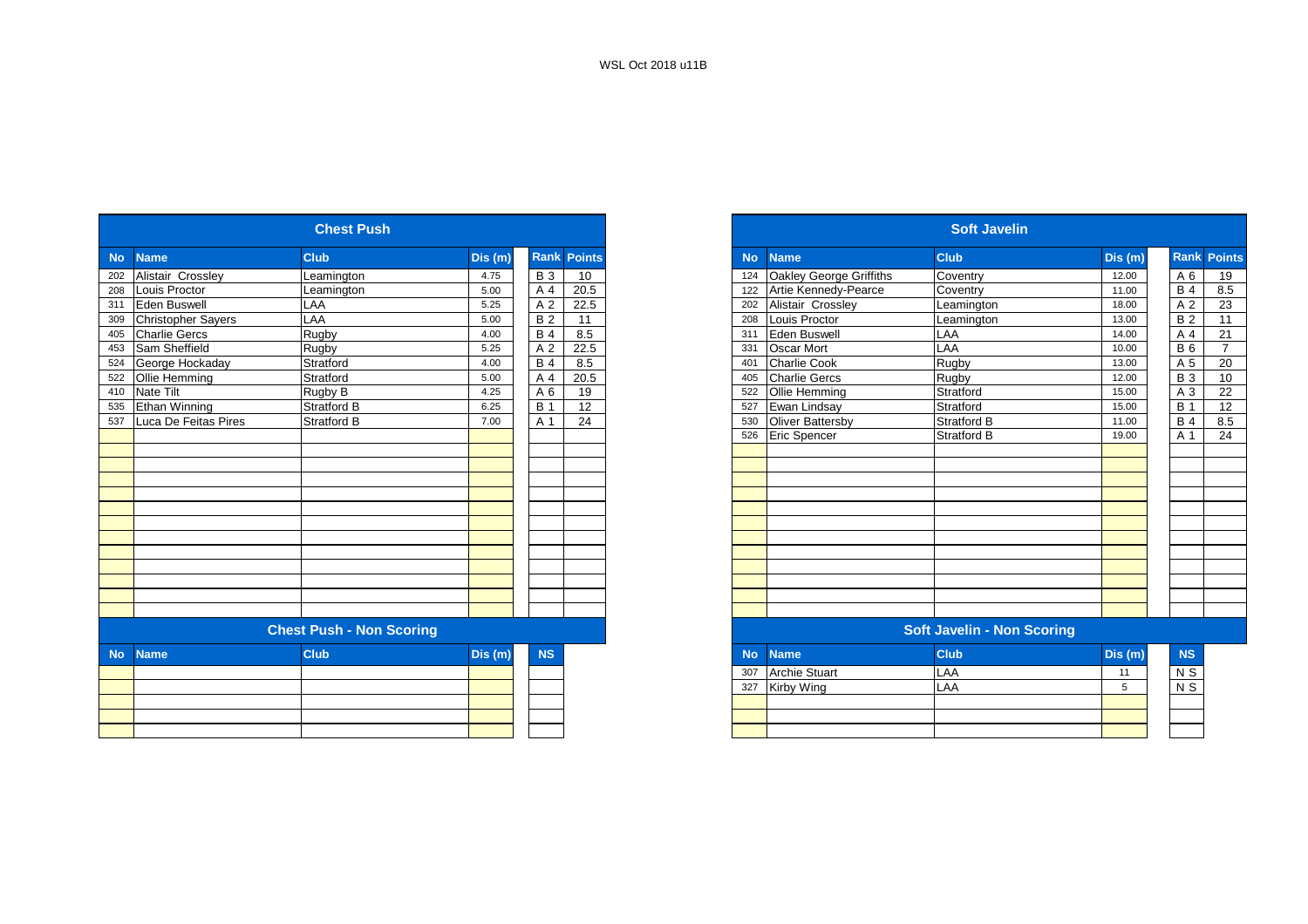WSL Oct 2018 u11B

## Chest Push

| No | Name | Club | Dis (m) | Rank | Points |
|---|---|---|---|---|---|
| 202 | Alistair Crossley | Leamington | 4.75 | B 3 | 10 |
| 208 | Louis Proctor | Leamington | 5.00 | A 4 | 20.5 |
| 311 | Eden Buswell | LAA | 5.25 | A 2 | 22.5 |
| 309 | Christopher Sayers | LAA | 5.00 | B 2 | 11 |
| 405 | Charlie Gercs | Rugby | 4.00 | B 4 | 8.5 |
| 453 | Sam Sheffield | Rugby | 5.25 | A 2 | 22.5 |
| 524 | George Hockaday | Stratford | 4.00 | B 4 | 8.5 |
| 522 | Ollie Hemming | Stratford | 5.00 | A 4 | 20.5 |
| 410 | Nate Tilt | Rugby B | 4.25 | A 6 | 19 |
| 535 | Ethan Winning | Stratford B | 6.25 | B 1 | 12 |
| 537 | Luca De Feitas Pires | Stratford B | 7.00 | A 1 | 24 |

## Chest Push - Non Scoring

| No | Name | Club | Dis (m) | NS |
|---|---|---|---|---|

## Soft Javelin

| No | Name | Club | Dis (m) | Rank | Points |
|---|---|---|---|---|---|
| 124 | Oakley George Griffiths | Coventry | 12.00 | A 6 | 19 |
| 122 | Artie Kennedy-Pearce | Coventry | 11.00 | B 4 | 8.5 |
| 202 | Alistair Crossley | Leamington | 18.00 | A 2 | 23 |
| 208 | Louis Proctor | Leamington | 13.00 | B 2 | 11 |
| 311 | Eden Buswell | LAA | 14.00 | A 4 | 21 |
| 331 | Oscar Mort | LAA | 10.00 | B 6 | 7 |
| 401 | Charlie Cook | Rugby | 13.00 | A 5 | 20 |
| 405 | Charlie Gercs | Rugby | 12.00 | B 3 | 10 |
| 522 | Ollie Hemming | Stratford | 15.00 | A 3 | 22 |
| 527 | Ewan Lindsay | Stratford | 15.00 | B 1 | 12 |
| 530 | Oliver Battersby | Stratford B | 11.00 | B 4 | 8.5 |
| 526 | Eric Spencer | Stratford B | 19.00 | A 1 | 24 |

## Soft Javelin - Non Scoring

| No | Name | Club | Dis (m) | NS |
|---|---|---|---|---|
| 307 | Archie Stuart | LAA | 11 | N S |
| 327 | Kirby Wing | LAA | 5 | N S |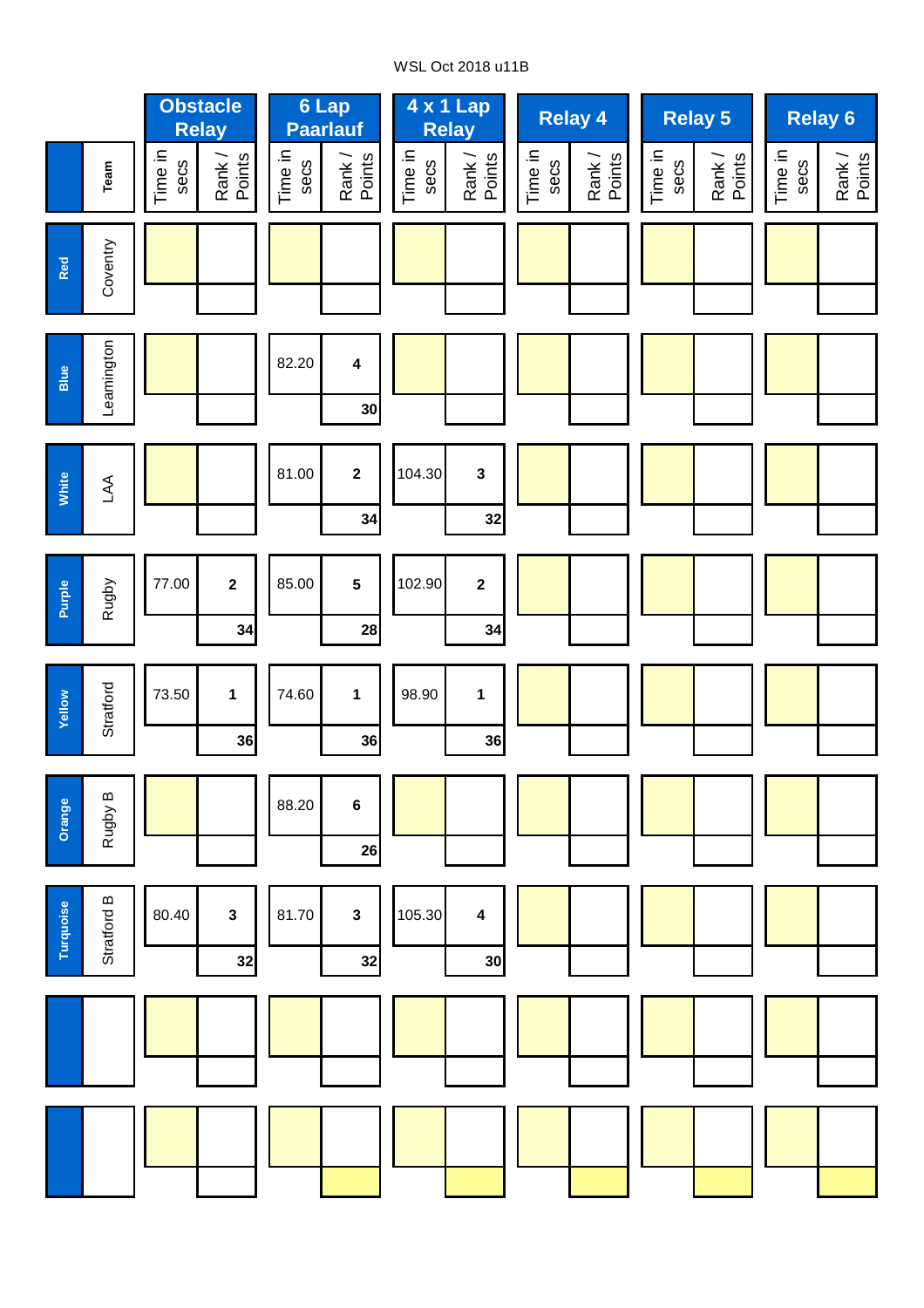WSL Oct 2018 u11B

| | Team | Obstacle Relay | | 6 Lap Paarlauf | | 4 x 1 Lap Relay | | Relay 4 | | Relay 5 | | Relay 6 | |
|---|---|---|---|---|---|---|---|---|---|---|---|---|---|
| | | Time in secs | Rank / Points | Time in secs | Rank / Points | Time in secs | Rank / Points | Time in secs | Rank / Points | Time in secs | Rank / Points | Time in secs | Rank / Points |
| Red | Coventry | | | | | | | | | | | | |
| Blue | Leamington | | | 82.20 | 4 / 30 | | | | | | | | |
| White | LAA | | | 81.00 | 2 / 34 | 104.30 | 3 / 32 | | | | | | |
| Purple | Rugby | 77.00 | 2 / 34 | 85.00 | 5 / 28 | 102.90 | 2 / 34 | | | | | | |
| Yellow | Stratford | 73.50 | 1 / 36 | 74.60 | 1 / 36 | 98.90 | 1 / 36 | | | | | | |
| Orange | Rugby B | | | 88.20 | 6 / 26 | | | | | | | | |
| Turquoise | Stratford B | 80.40 | 3 / 32 | 81.70 | 3 / 32 | 105.30 | 4 / 30 | | | | | | |
| | | | | | | | | | | | | | |
| | | | | | | | | | | | | | |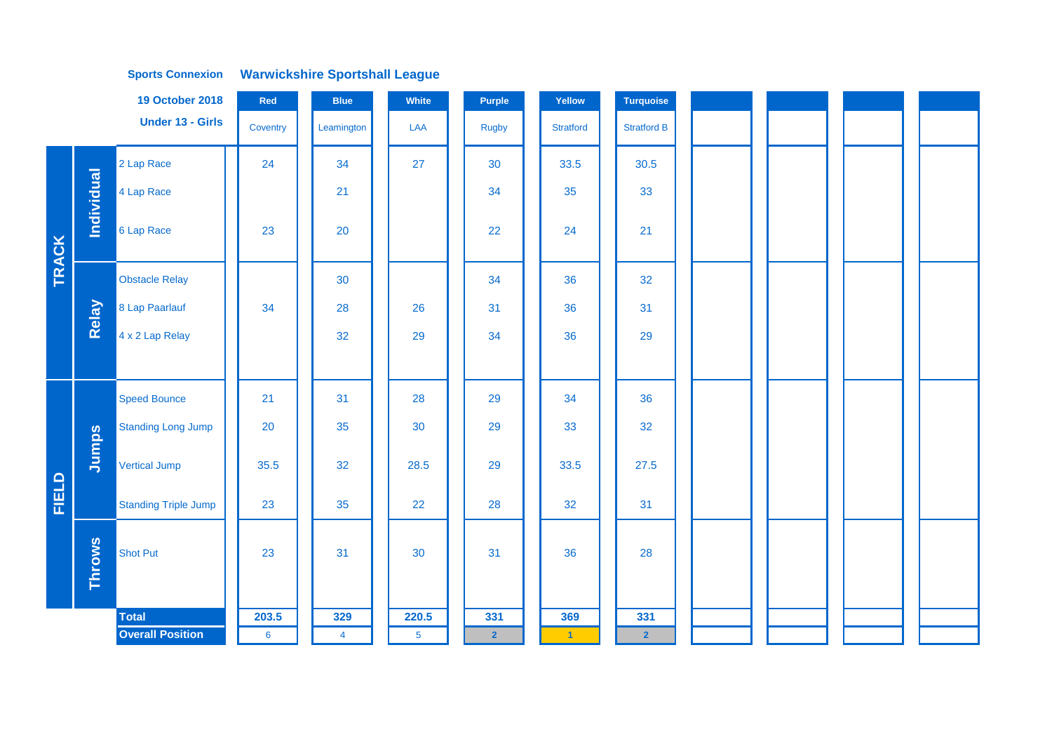**Sports Connexion** **Warwickshire Sportshall League**

**19 October 2018**

**Under 13 - Girls**

| | | | Red | Blue | White | Purple | Yellow | Turquoise | | | | |
|---|---|---|---|---|---|---|---|---|---|---|---|---|
| | | | Coventry | Leamington | LAA | Rugby | Stratford | Stratford B | | | | |
| TRACK | Individual | 2 Lap Race | 24 | 34 | 27 | 30 | 33.5 | 30.5 | | | | |
| | | 4 Lap Race | | 21 | | 34 | 35 | 33 | | | | |
| | | 6 Lap Race | 23 | 20 | | 22 | 24 | 21 | | | | |
| | Relay | Obstacle Relay | | 30 | | 34 | 36 | 32 | | | | |
| | | 8 Lap Paarlauf | 34 | 28 | 26 | 31 | 36 | 31 | | | | |
| | | 4 x 2 Lap Relay | | 32 | 29 | 34 | 36 | 29 | | | | |
| FIELD | Jumps | Speed Bounce | 21 | 31 | 28 | 29 | 34 | 36 | | | | |
| | | Standing Long Jump | 20 | 35 | 30 | 29 | 33 | 32 | | | | |
| | | Vertical Jump | 35.5 | 32 | 28.5 | 29 | 33.5 | 27.5 | | | | |
| | | Standing Triple Jump | 23 | 35 | 22 | 28 | 32 | 31 | | | | |
| | Throws | Shot Put | 23 | 31 | 30 | 31 | 36 | 28 | | | | |
| | | **Total** | **203.5** | **329** | **220.5** | **331** | **369** | **331** | | | | |
| | | **Overall Position** | 6 | 4 | 5 | 2 | 1 | 2 | | | | |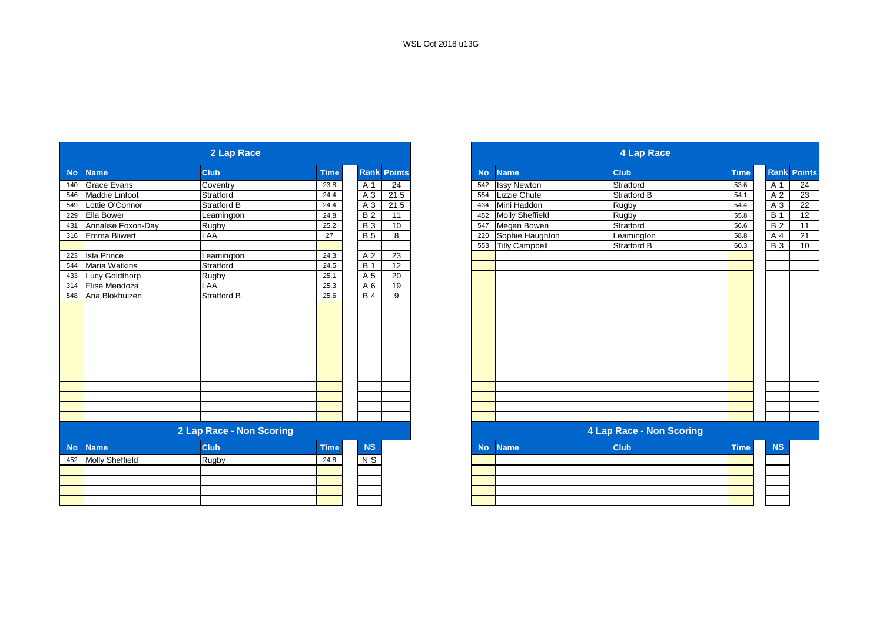WSL Oct 2018 u13G

## 2 Lap Race

| No | Name | Club | Time | Rank | Points |
|---|---|---|---|---|---|
| 140 | Grace Evans | Coventry | 23.8 | A 1 | 24 |
| 546 | Maddie Linfoot | Stratford | 24.4 | A 3 | 21.5 |
| 549 | Lottie O'Connor | Stratford B | 24.4 | A 3 | 21.5 |
| 229 | Ella Bower | Leamington | 24.8 | B 2 | 11 |
| 431 | Annalise Foxon-Day | Rugby | 25.2 | B 3 | 10 |
| 316 | Emma Bliwert | LAA | 27 | B 5 | 8 |
| | | | | | |
| 223 | Isla Prince | Leamington | 24.3 | A 2 | 23 |
| 544 | Maria Watkins | Stratford | 24.5 | B 1 | 12 |
| 433 | Lucy Goldthorp | Rugby | 25.1 | A 5 | 20 |
| 314 | Elise Mendoza | LAA | 25.3 | A 6 | 19 |
| 548 | Ana Blokhuizen | Stratford B | 25.6 | B 4 | 9 |

## 2 Lap Race - Non Scoring

| No | Name | Club | Time | NS |
|---|---|---|---|---|
| 452 | Molly Sheffield | Rugby | 24.8 | N S |

## 4 Lap Race

| No | Name | Club | Time | Rank | Points |
|---|---|---|---|---|---|
| 542 | Issy Newton | Stratford | 53.6 | A 1 | 24 |
| 554 | Lizzie Chute | Stratford B | 54.1 | A 2 | 23 |
| 434 | Mini Haddon | Rugby | 54.4 | A 3 | 22 |
| 452 | Molly Sheffield | Rugby | 55.8 | B 1 | 12 |
| 547 | Megan Bowen | Stratford | 56.6 | B 2 | 11 |
| 220 | Sophie Haughton | Leamington | 58.8 | A 4 | 21 |
| 553 | Tilly Campbell | Stratford B | 60.3 | B 3 | 10 |

## 4 Lap Race - Non Scoring

| No | Name | Club | Time | NS |
|---|---|---|---|---|
| | | | | |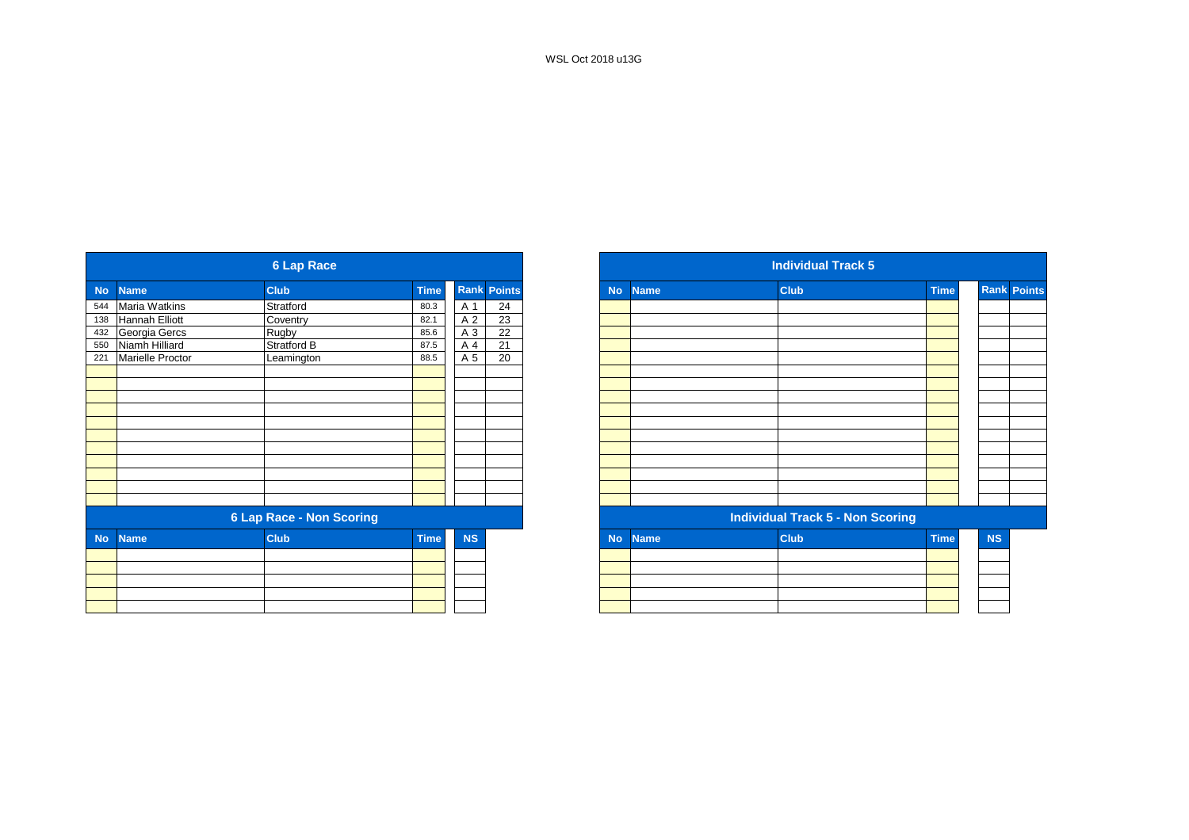WSL Oct 2018 u13G

## 6 Lap Race

| No | Name | Club | Time | Rank | Points |
|---|---|---|---|---|---|
| 544 | Maria Watkins | Stratford | 80.3 | A 1 | 24 |
| 138 | Hannah Elliott | Coventry | 82.1 | A 2 | 23 |
| 432 | Georgia Gercs | Rugby | 85.6 | A 3 | 22 |
| 550 | Niamh Hilliard | Stratford B | 87.5 | A 4 | 21 |
| 221 | Marielle Proctor | Leamington | 88.5 | A 5 | 20 |

## 6 Lap Race - Non Scoring

| No | Name | Club | Time | NS |
|---|---|---|---|---|

## Individual Track 5

| No | Name | Club | Time | Rank | Points |
|---|---|---|---|---|---|

## Individual Track 5 - Non Scoring

| No | Name | Club | Time | NS |
|---|---|---|---|---|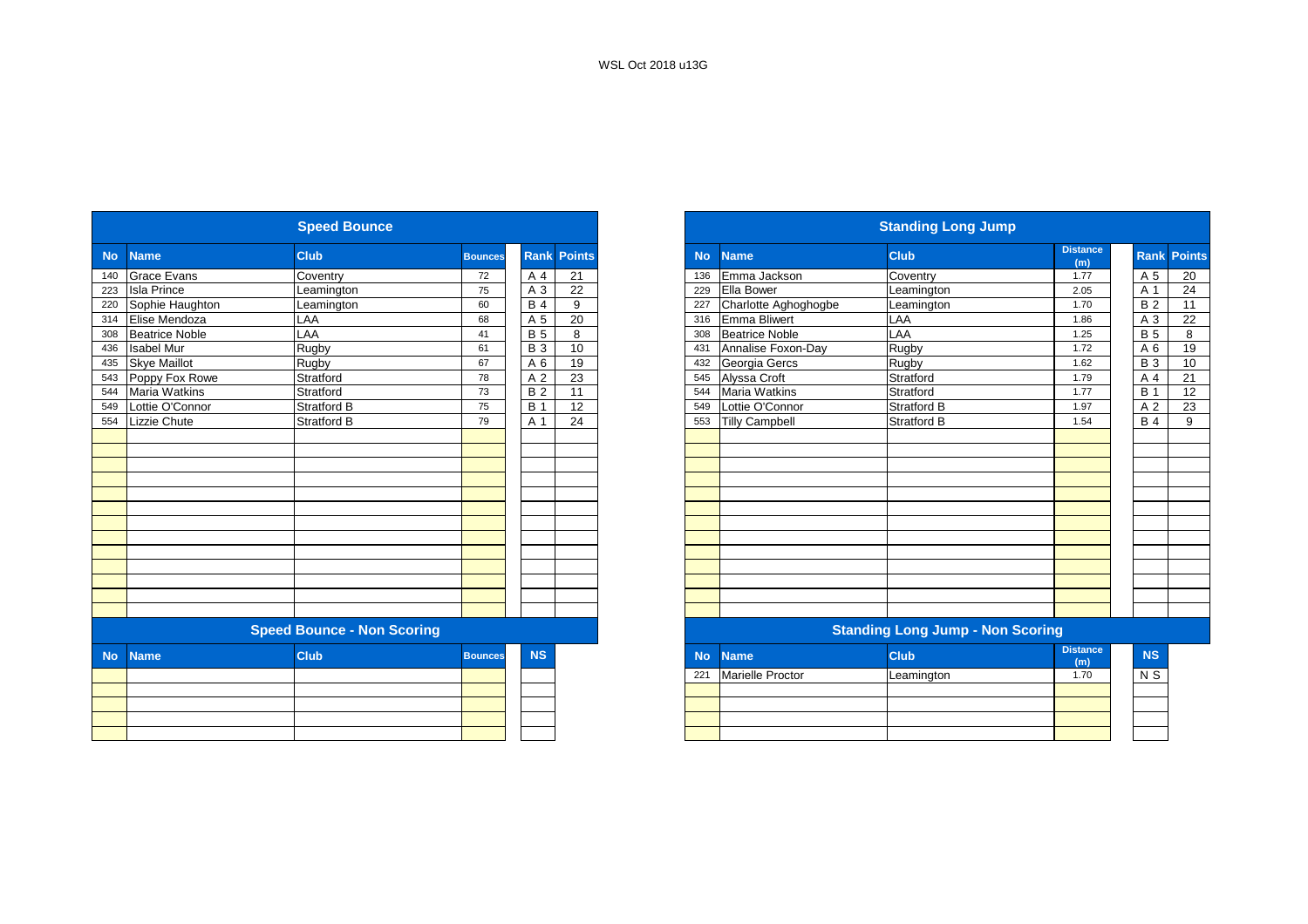WSL Oct 2018 u13G

## Speed Bounce

| No | Name | Club | Bounces | Rank | Points |
|---|---|---|---|---|---|
| 140 | Grace Evans | Coventry | 72 | A 4 | 21 |
| 223 | Isla Prince | Leamington | 75 | A 3 | 22 |
| 220 | Sophie Haughton | Leamington | 60 | B 4 | 9 |
| 314 | Elise Mendoza | LAA | 68 | A 5 | 20 |
| 308 | Beatrice Noble | LAA | 41 | B 5 | 8 |
| 436 | Isabel Mur | Rugby | 61 | B 3 | 10 |
| 435 | Skye Maillot | Rugby | 67 | A 6 | 19 |
| 543 | Poppy Fox Rowe | Stratford | 78 | A 2 | 23 |
| 544 | Maria Watkins | Stratford | 73 | B 2 | 11 |
| 549 | Lottie O'Connor | Stratford B | 75 | B 1 | 12 |
| 554 | Lizzie Chute | Stratford B | 79 | A 1 | 24 |

## Speed Bounce - Non Scoring

| No | Name | Club | Bounces | NS |
|---|---|---|---|---|

## Standing Long Jump

| No | Name | Club | Distance (m) | Rank | Points |
|---|---|---|---|---|---|
| 136 | Emma Jackson | Coventry | 1.77 | A 5 | 20 |
| 229 | Ella Bower | Leamington | 2.05 | A 1 | 24 |
| 227 | Charlotte Aghoghogbe | Leamington | 1.70 | B 2 | 11 |
| 316 | Emma Bliwert | LAA | 1.86 | A 3 | 22 |
| 308 | Beatrice Noble | LAA | 1.25 | B 5 | 8 |
| 431 | Annalise Foxon-Day | Rugby | 1.72 | A 6 | 19 |
| 432 | Georgia Gercs | Rugby | 1.62 | B 3 | 10 |
| 545 | Alyssa Croft | Stratford | 1.79 | A 4 | 21 |
| 544 | Maria Watkins | Stratford | 1.77 | B 1 | 12 |
| 549 | Lottie O'Connor | Stratford B | 1.97 | A 2 | 23 |
| 553 | Tilly Campbell | Stratford B | 1.54 | B 4 | 9 |

## Standing Long Jump - Non Scoring

| No | Name | Club | Distance (m) | NS |
|---|---|---|---|---|
| 221 | Marielle Proctor | Leamington | 1.70 | N S |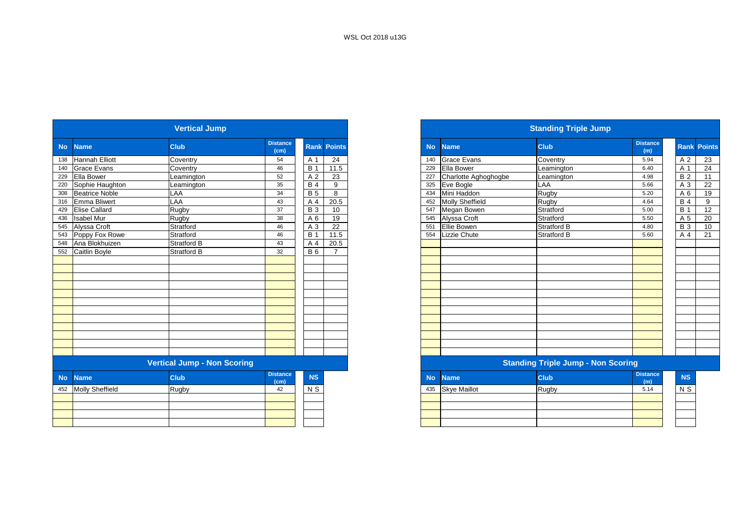WSL Oct 2018 u13G

## Vertical Jump

| No | Name | Club | Distance (cm) | Rank | Points |
|---|---|---|---|---|---|
| 138 | Hannah Elliott | Coventry | 54 | A 1 | 24 |
| 140 | Grace Evans | Coventry | 46 | B 1 | 11.5 |
| 229 | Ella Bower | Leamington | 52 | A 2 | 23 |
| 220 | Sophie Haughton | Leamington | 35 | B 4 | 9 |
| 308 | Beatrice Noble | LAA | 34 | B 5 | 8 |
| 316 | Emma Bliwert | LAA | 43 | A 4 | 20.5 |
| 429 | Elise Callard | Rugby | 37 | B 3 | 10 |
| 436 | Isabel Mur | Rugby | 38 | A 6 | 19 |
| 545 | Alyssa Croft | Stratford | 46 | A 3 | 22 |
| 543 | Poppy Fox Rowe | Stratford | 46 | B 1 | 11.5 |
| 548 | Ana Blokhuizen | Stratford B | 43 | A 4 | 20.5 |
| 552 | Caitlin Boyle | Stratford B | 32 | B 6 | 7 |

## Vertical Jump - Non Scoring

| No | Name | Club | Distance (cm) | NS |
|---|---|---|---|---|
| 452 | Molly Sheffield | Rugby | 42 | N S |

## Standing Triple Jump

| No | Name | Club | Distance (m) | Rank | Points |
|---|---|---|---|---|---|
| 140 | Grace Evans | Coventry | 5.94 | A 2 | 23 |
| 229 | Ella Bower | Leamington | 6.40 | A 1 | 24 |
| 227 | Charlotte Aghoghogbe | Leamington | 4.98 | B 2 | 11 |
| 325 | Eve Bogle | LAA | 5.66 | A 3 | 22 |
| 434 | Mini Haddon | Rugby | 5.20 | A 6 | 19 |
| 452 | Molly Sheffield | Rugby | 4.64 | B 4 | 9 |
| 547 | Megan Bowen | Stratford | 5.00 | B 1 | 12 |
| 545 | Alyssa Croft | Stratford | 5.50 | A 5 | 20 |
| 551 | Ellie Bowen | Stratford B | 4.80 | B 3 | 10 |
| 554 | Lizzie Chute | Stratford B | 5.60 | A 4 | 21 |

## Standing Triple Jump - Non Scoring

| No | Name | Club | Distance (m) | NS |
|---|---|---|---|---|
| 435 | Skye Maillot | Rugby | 5.14 | N S |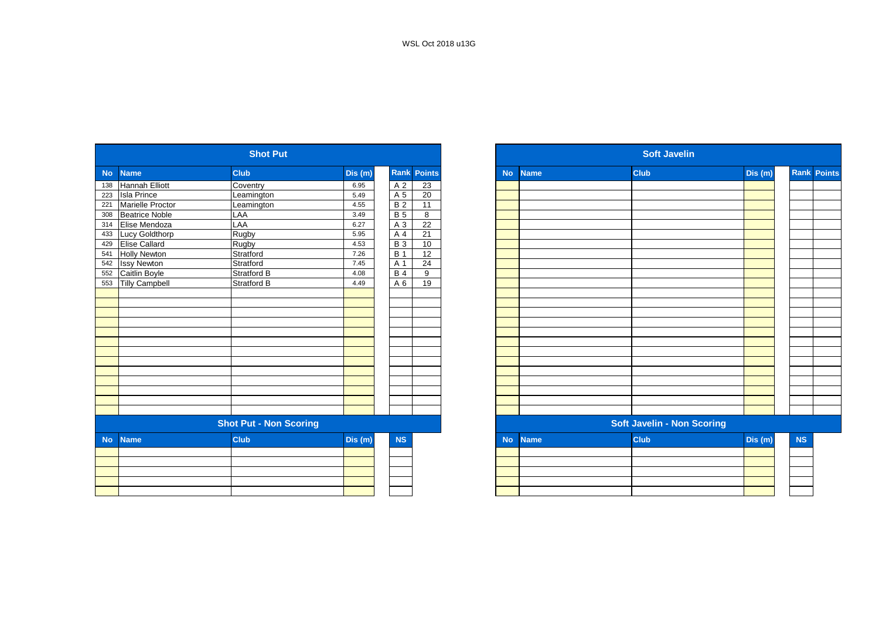WSL Oct 2018 u13G

## Shot Put

| No | Name | Club | Dis (m) | Rank | Points |
|---|---|---|---|---|---|
| 138 | Hannah Elliott | Coventry | 6.95 | A 2 | 23 |
| 223 | Isla Prince | Leamington | 5.49 | A 5 | 20 |
| 221 | Marielle Proctor | Leamington | 4.55 | B 2 | 11 |
| 308 | Beatrice Noble | LAA | 3.49 | B 5 | 8 |
| 314 | Elise Mendoza | LAA | 6.27 | A 3 | 22 |
| 433 | Lucy Goldthorp | Rugby | 5.95 | A 4 | 21 |
| 429 | Elise Callard | Rugby | 4.53 | B 3 | 10 |
| 541 | Holly Newton | Stratford | 7.26 | B 1 | 12 |
| 542 | Issy Newton | Stratford | 7.45 | A 1 | 24 |
| 552 | Caitlin Boyle | Stratford B | 4.08 | B 4 | 9 |
| 553 | Tilly Campbell | Stratford B | 4.49 | A 6 | 19 |

## Shot Put - Non Scoring

| No | Name | Club | Dis (m) | NS |
|---|---|---|---|---|

## Soft Javelin

| No | Name | Club | Dis (m) | Rank | Points |
|---|---|---|---|---|---|

## Soft Javelin - Non Scoring

| No | Name | Club | Dis (m) | NS |
|---|---|---|---|---|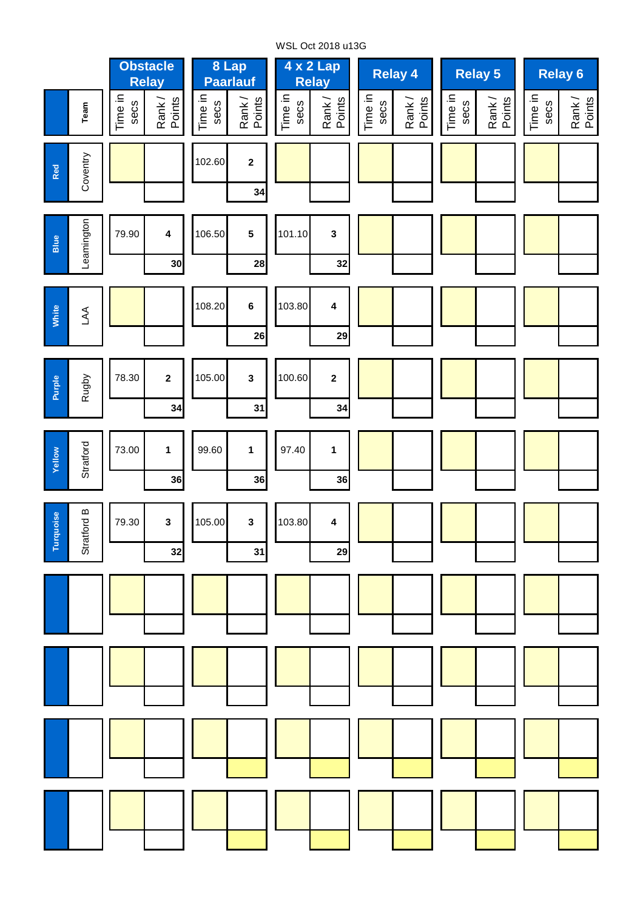WSL Oct 2018 u13G

| | Team | Obstacle Relay | | 8 Lap Paarlauf | | 4 x 2 Lap Relay | | Relay 4 | | Relay 5 | | Relay 6 | |
|---|---|---|---|---|---|---|---|---|---|---|---|---|---|
| | | Time in secs | Rank / Points | Time in secs | Rank / Points | Time in secs | Rank / Points | Time in secs | Rank / Points | Time in secs | Rank / Points | Time in secs | Rank / Points |
| Red | Coventry | | | 102.60 | 2 | | | | | | | | |
| | | | | | 34 | | | | | | | | |
| Blue | Leamington | 79.90 | 4 | 106.50 | 5 | 101.10 | 3 | | | | | | |
| | | | 30 | | 28 | | 32 | | | | | | |
| White | LAA | | | 108.20 | 6 | 103.80 | 4 | | | | | | |
| | | | | | 26 | | 29 | | | | | | |
| Purple | Rugby | 78.30 | 2 | 105.00 | 3 | 100.60 | 2 | | | | | | |
| | | | 34 | | 31 | | 34 | | | | | | |
| Yellow | Stratford | 73.00 | 1 | 99.60 | 1 | 97.40 | 1 | | | | | | |
| | | | 36 | | 36 | | 36 | | | | | | |
| Turquoise | Stratford B | 79.30 | 3 | 105.00 | 3 | 103.80 | 4 | | | | | | |
| | | | 32 | | 31 | | 29 | | | | | | |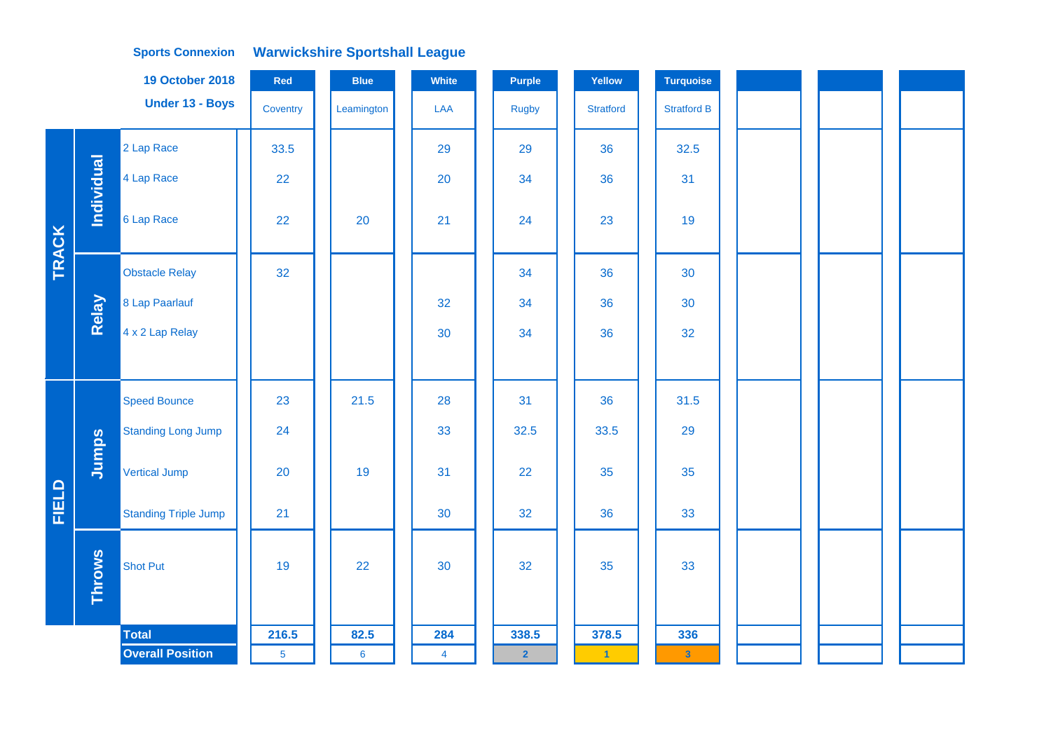**Sports Connexion** **Warwickshire Sportshall League**

**19 October 2018**

**Under 13 - Boys**

| | | | Red | Blue | White | Purple | Yellow | Turquoise | | | |
|---|---|---|---|---|---|---|---|---|---|---|---|
| | | | Coventry | Leamington | LAA | Rugby | Stratford | Stratford B | | | |
| TRACK | Individual | 2 Lap Race | 33.5 | | 29 | 29 | 36 | 32.5 | | | |
| | | 4 Lap Race | 22 | | 20 | 34 | 36 | 31 | | | |
| | | 6 Lap Race | 22 | 20 | 21 | 24 | 23 | 19 | | | |
| | Relay | Obstacle Relay | 32 | | | 34 | 36 | 30 | | | |
| | | 8 Lap Paarlauf | | | 32 | 34 | 36 | 30 | | | |
| | | 4 x 2 Lap Relay | | | 30 | 34 | 36 | 32 | | | |
| FIELD | Jumps | Speed Bounce | 23 | 21.5 | 28 | 31 | 36 | 31.5 | | | |
| | | Standing Long Jump | 24 | | 33 | 32.5 | 33.5 | 29 | | | |
| | | Vertical Jump | 20 | 19 | 31 | 22 | 35 | 35 | | | |
| | | Standing Triple Jump | 21 | | 30 | 32 | 36 | 33 | | | |
| | Throws | Shot Put | 19 | 22 | 30 | 32 | 35 | 33 | | | |
| | | **Total** | **216.5** | **82.5** | **284** | **338.5** | **378.5** | **336** | | | |
| | | **Overall Position** | 5 | 6 | 4 | 2 | 1 | 3 | | | |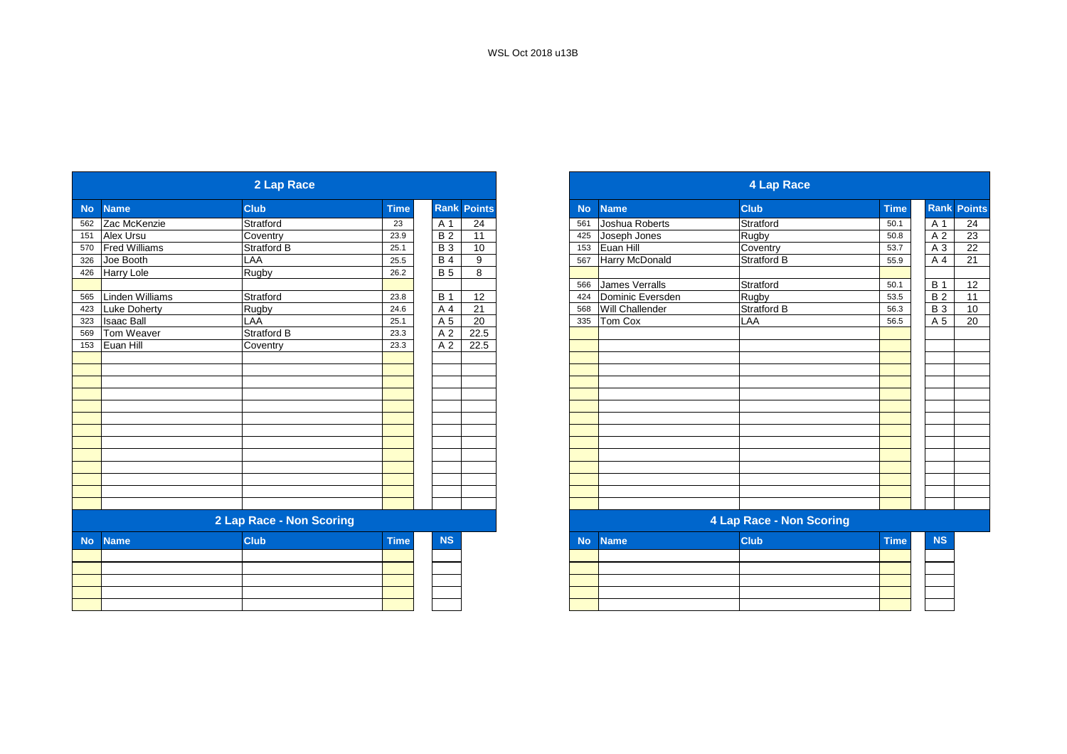WSL Oct 2018 u13B

## 2 Lap Race

| No | Name | Club | Time | Rank | Points |
|---|---|---|---|---|---|
| 562 | Zac McKenzie | Stratford | 23 | A 1 | 24 |
| 151 | Alex Ursu | Coventry | 23.9 | B 2 | 11 |
| 570 | Fred Williams | Stratford B | 25.1 | B 3 | 10 |
| 326 | Joe Booth | LAA | 25.5 | B 4 | 9 |
| 426 | Harry Lole | Rugby | 26.2 | B 5 | 8 |
| | | | | | |
| 565 | Linden Williams | Stratford | 23.8 | B 1 | 12 |
| 423 | Luke Doherty | Rugby | 24.6 | A 4 | 21 |
| 323 | Isaac Ball | LAA | 25.1 | A 5 | 20 |
| 569 | Tom Weaver | Stratford B | 23.3 | A 2 | 22.5 |
| 153 | Euan Hill | Coventry | 23.3 | A 2 | 22.5 |

## 2 Lap Race - Non Scoring

| No | Name | Club | Time | NS |
|---|---|---|---|---|

## 4 Lap Race

| No | Name | Club | Time | Rank | Points |
|---|---|---|---|---|---|
| 561 | Joshua Roberts | Stratford | 50.1 | A 1 | 24 |
| 425 | Joseph Jones | Rugby | 50.8 | A 2 | 23 |
| 153 | Euan Hill | Coventry | 53.7 | A 3 | 22 |
| 567 | Harry McDonald | Stratford B | 55.9 | A 4 | 21 |
| | | | | | |
| 566 | James Verralls | Stratford | 50.1 | B 1 | 12 |
| 424 | Dominic Eversden | Rugby | 53.5 | B 2 | 11 |
| 568 | Will Challender | Stratford B | 56.3 | B 3 | 10 |
| 335 | Tom Cox | LAA | 56.5 | A 5 | 20 |

## 4 Lap Race - Non Scoring

| No | Name | Club | Time | NS |
|---|---|---|---|---|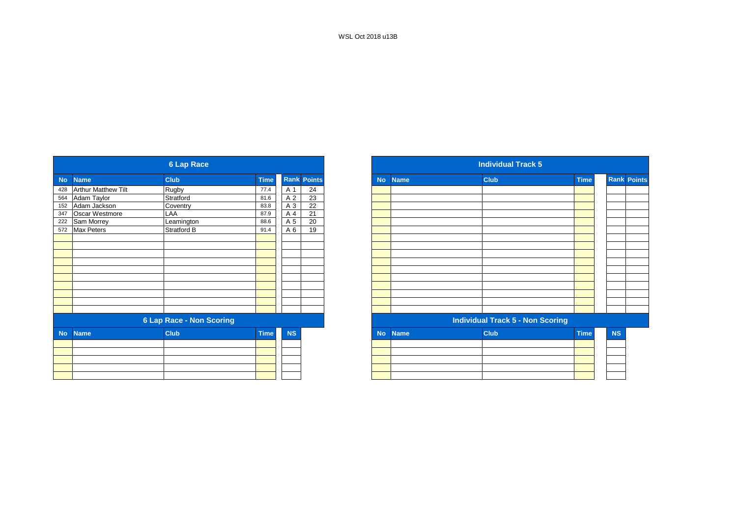WSL Oct 2018 u13B

## 6 Lap Race

| No | Name | Club | Time | Rank | Points |
|---|---|---|---|---|---|
| 428 | Arthur Matthew Tilt | Rugby | 77.4 | A 1 | 24 |
| 564 | Adam Taylor | Stratford | 81.6 | A 2 | 23 |
| 152 | Adam Jackson | Coventry | 83.8 | A 3 | 22 |
| 347 | Oscar Westmore | LAA | 87.9 | A 4 | 21 |
| 222 | Sam Morrey | Leamington | 88.6 | A 5 | 20 |
| 572 | Max Peters | Stratford B | 91.4 | A 6 | 19 |

## 6 Lap Race - Non Scoring

| No | Name | Club | Time | NS |
|---|---|---|---|---|

## Individual Track 5

| No | Name | Club | Time | Rank | Points |
|---|---|---|---|---|---|

## Individual Track 5 - Non Scoring

| No | Name | Club | Time | NS |
|---|---|---|---|---|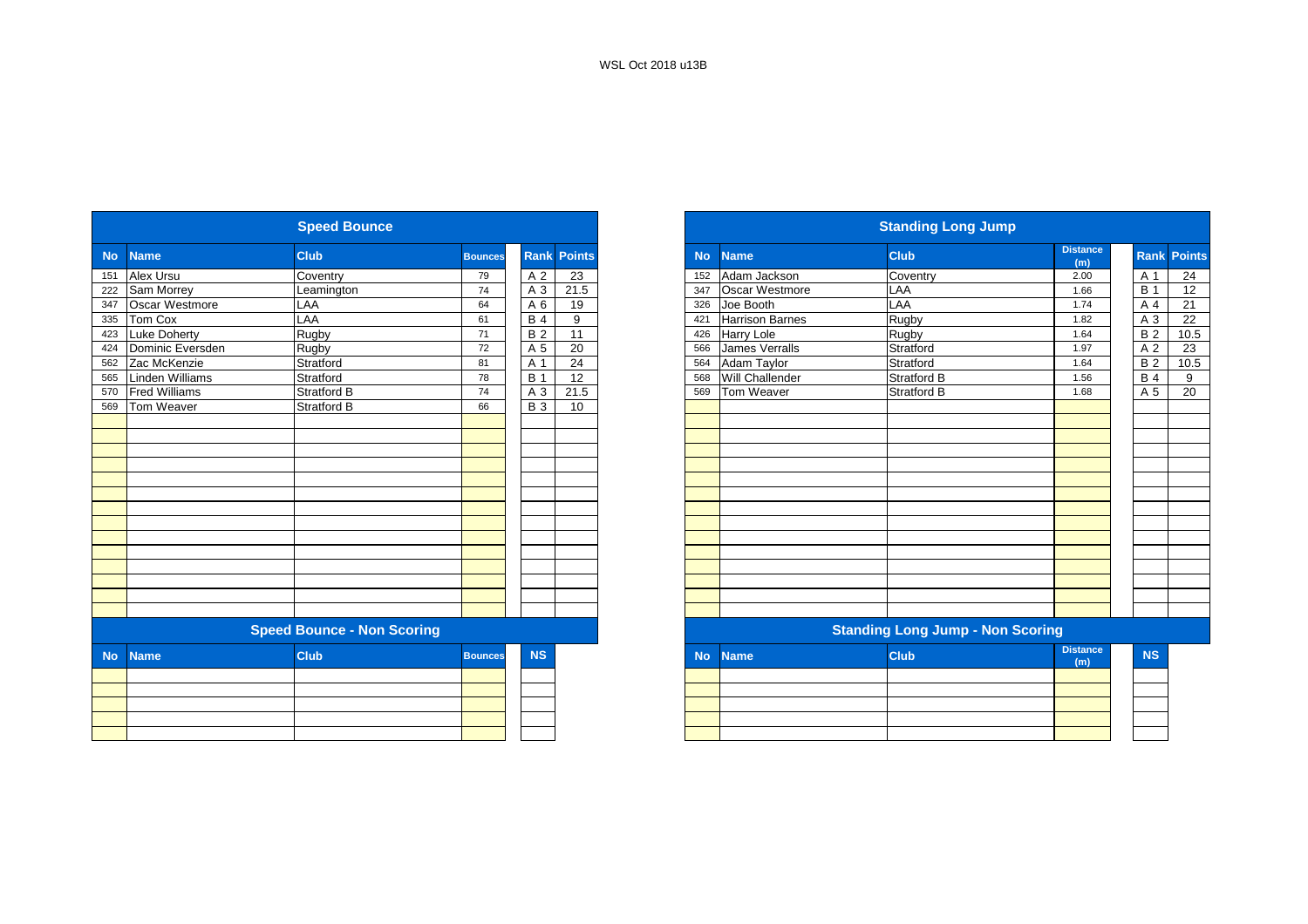WSL Oct 2018 u13B

## Speed Bounce

| No | Name | Club | Bounces | Rank | Points |
|---|---|---|---|---|---|
| 151 | Alex Ursu | Coventry | 79 | A 2 | 23 |
| 222 | Sam Morrey | Leamington | 74 | A 3 | 21.5 |
| 347 | Oscar Westmore | LAA | 64 | A 6 | 19 |
| 335 | Tom Cox | LAA | 61 | B 4 | 9 |
| 423 | Luke Doherty | Rugby | 71 | B 2 | 11 |
| 424 | Dominic Eversden | Rugby | 72 | A 5 | 20 |
| 562 | Zac McKenzie | Stratford | 81 | A 1 | 24 |
| 565 | Linden Williams | Stratford | 78 | B 1 | 12 |
| 570 | Fred Williams | Stratford B | 74 | A 3 | 21.5 |
| 569 | Tom Weaver | Stratford B | 66 | B 3 | 10 |

## Speed Bounce - Non Scoring

| No | Name | Club | Bounces | NS |
|---|---|---|---|---|

## Standing Long Jump

| No | Name | Club | Distance (m) | Rank | Points |
|---|---|---|---|---|---|
| 152 | Adam Jackson | Coventry | 2.00 | A 1 | 24 |
| 347 | Oscar Westmore | LAA | 1.66 | B 1 | 12 |
| 326 | Joe Booth | LAA | 1.74 | A 4 | 21 |
| 421 | Harrison Barnes | Rugby | 1.82 | A 3 | 22 |
| 426 | Harry Lole | Rugby | 1.64 | B 2 | 10.5 |
| 566 | James Verralls | Stratford | 1.97 | A 2 | 23 |
| 564 | Adam Taylor | Stratford | 1.64 | B 2 | 10.5 |
| 568 | Will Challender | Stratford B | 1.56 | B 4 | 9 |
| 569 | Tom Weaver | Stratford B | 1.68 | A 5 | 20 |

## Standing Long Jump - Non Scoring

| No | Name | Club | Distance (m) | NS |
|---|---|---|---|---|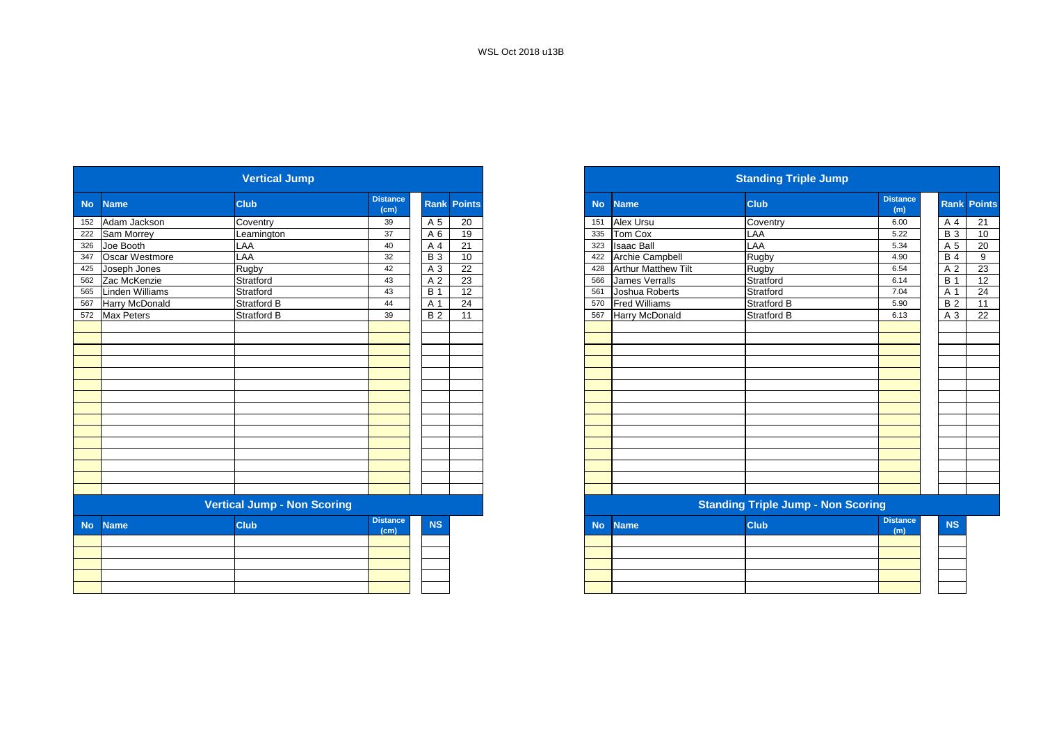WSL Oct 2018 u13B

## Vertical Jump

| No | Name | Club | Distance (cm) | Rank | Points |
|---|---|---|---|---|---|
| 152 | Adam Jackson | Coventry | 39 | A 5 | 20 |
| 222 | Sam Morrey | Leamington | 37 | A 6 | 19 |
| 326 | Joe Booth | LAA | 40 | A 4 | 21 |
| 347 | Oscar Westmore | LAA | 32 | B 3 | 10 |
| 425 | Joseph Jones | Rugby | 42 | A 3 | 22 |
| 562 | Zac McKenzie | Stratford | 43 | A 2 | 23 |
| 565 | Linden Williams | Stratford | 43 | B 1 | 12 |
| 567 | Harry McDonald | Stratford B | 44 | A 1 | 24 |
| 572 | Max Peters | Stratford B | 39 | B 2 | 11 |

## Vertical Jump - Non Scoring

| No | Name | Club | Distance (cm) | NS |
|---|---|---|---|---|
| | | | | |

## Standing Triple Jump

| No | Name | Club | Distance (m) | Rank | Points |
|---|---|---|---|---|---|
| 151 | Alex Ursu | Coventry | 6.00 | A 4 | 21 |
| 335 | Tom Cox | LAA | 5.22 | B 3 | 10 |
| 323 | Isaac Ball | LAA | 5.34 | A 5 | 20 |
| 422 | Archie Campbell | Rugby | 4.90 | B 4 | 9 |
| 428 | Arthur Matthew Tilt | Rugby | 6.54 | A 2 | 23 |
| 566 | James Verralls | Stratford | 6.14 | B 1 | 12 |
| 561 | Joshua Roberts | Stratford | 7.04 | A 1 | 24 |
| 570 | Fred Williams | Stratford B | 5.90 | B 2 | 11 |
| 567 | Harry McDonald | Stratford B | 6.13 | A 3 | 22 |

## Standing Triple Jump - Non Scoring

| No | Name | Club | Distance (m) | NS |
|---|---|---|---|---|
| | | | | |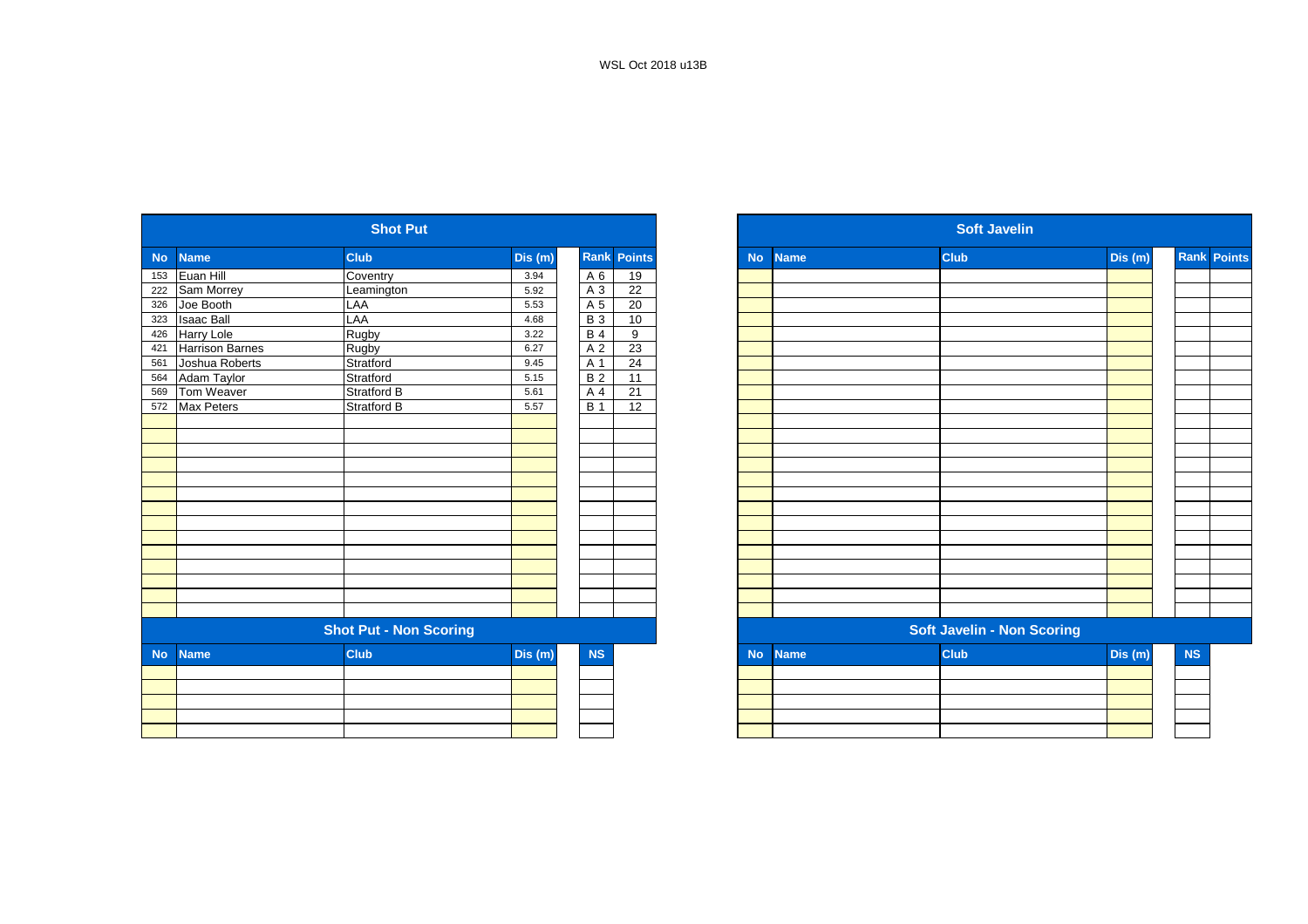WSL Oct 2018 u13B

## Shot Put

| No | Name | Club | Dis (m) | Rank | Points |
|---|---|---|---|---|---|
| 153 | Euan Hill | Coventry | 3.94 | A 6 | 19 |
| 222 | Sam Morrey | Leamington | 5.92 | A 3 | 22 |
| 326 | Joe Booth | LAA | 5.53 | A 5 | 20 |
| 323 | Isaac Ball | LAA | 4.68 | B 3 | 10 |
| 426 | Harry Lole | Rugby | 3.22 | B 4 | 9 |
| 421 | Harrison Barnes | Rugby | 6.27 | A 2 | 23 |
| 561 | Joshua Roberts | Stratford | 9.45 | A 1 | 24 |
| 564 | Adam Taylor | Stratford | 5.15 | B 2 | 11 |
| 569 | Tom Weaver | Stratford B | 5.61 | A 4 | 21 |
| 572 | Max Peters | Stratford B | 5.57 | B 1 | 12 |

## Shot Put - Non Scoring

| No | Name | Club | Dis (m) | NS |
|---|---|---|---|---|

## Soft Javelin

| No | Name | Club | Dis (m) | Rank | Points |
|---|---|---|---|---|---|

## Soft Javelin - Non Scoring

| No | Name | Club | Dis (m) | NS |
|---|---|---|---|---|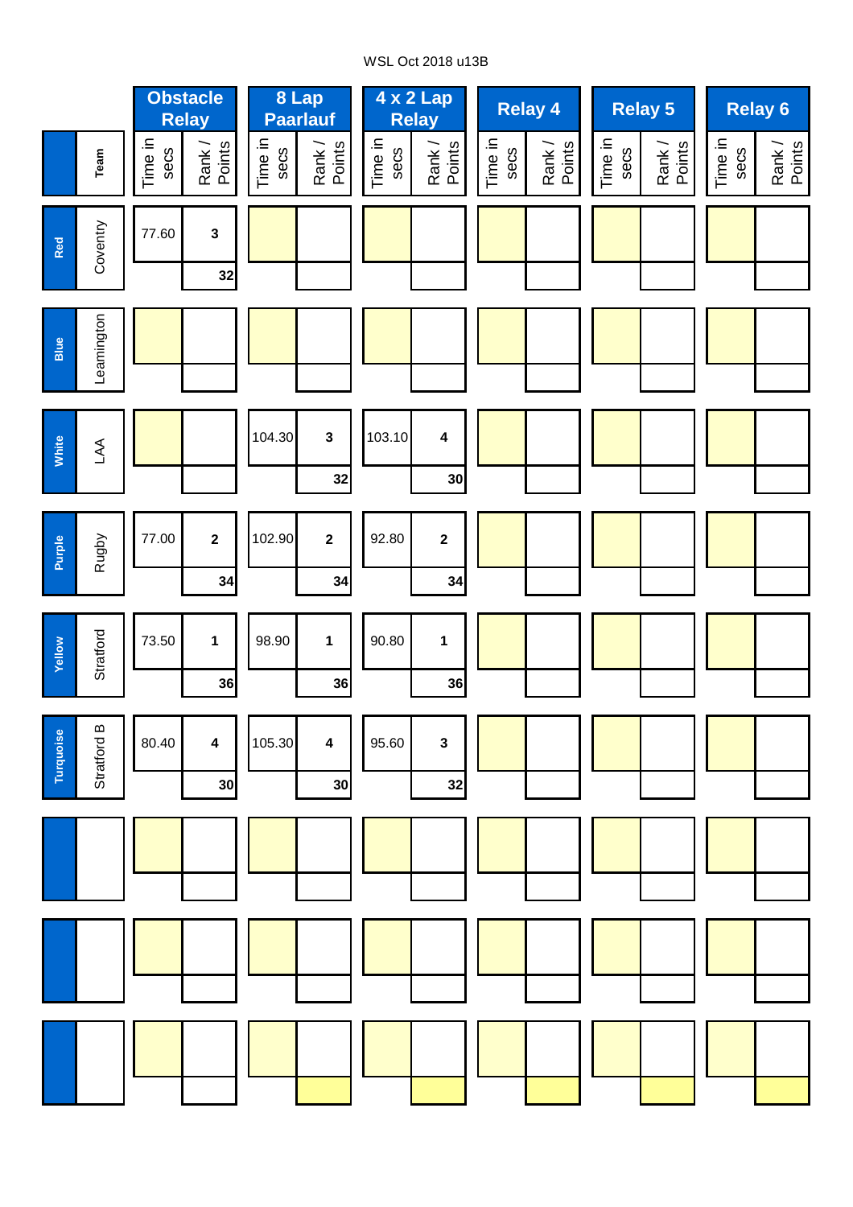WSL Oct 2018 u13B

| | Team | Obstacle Relay | | 8 Lap Paarlauf | | 4 x 2 Lap Relay | | Relay 4 | | Relay 5 | | Relay 6 | |
|---|---|---|---|---|---|---|---|---|---|---|---|---|---|
| | | Time in secs | Rank / Points | Time in secs | Rank / Points | Time in secs | Rank / Points | Time in secs | Rank / Points | Time in secs | Rank / Points | Time in secs | Rank / Points |
| Red | Coventry | 77.60 | 3 | | | | | | | | | | |
| | | | 32 | | | | | | | | | | |
| Blue | Leamington | | | | | | | | | | | | |
| | | | | | | | | | | | | | |
| White | LAA | | | 104.30 | 3 | 103.10 | 4 | | | | | | |
| | | | | | 32 | | 30 | | | | | | |
| Purple | Rugby | 77.00 | 2 | 102.90 | 2 | 92.80 | 2 | | | | | | |
| | | | 34 | | 34 | | 34 | | | | | | |
| Yellow | Stratford | 73.50 | 1 | 98.90 | 1 | 90.80 | 1 | | | | | | |
| | | | 36 | | 36 | | 36 | | | | | | |
| Turquoise | Stratford B | 80.40 | 4 | 105.30 | 4 | 95.60 | 3 | | | | | | |
| | | | 30 | | 30 | | 32 | | | | | | |
| | | | | | | | | | | | | | |
| | | | | | | | | | | | | | |
| | | | | | | | | | | | | | |
| | | | | | | | | | | | | | |
| | | | | | | | | | | | | | |
| | | | | | | | | | | | | | |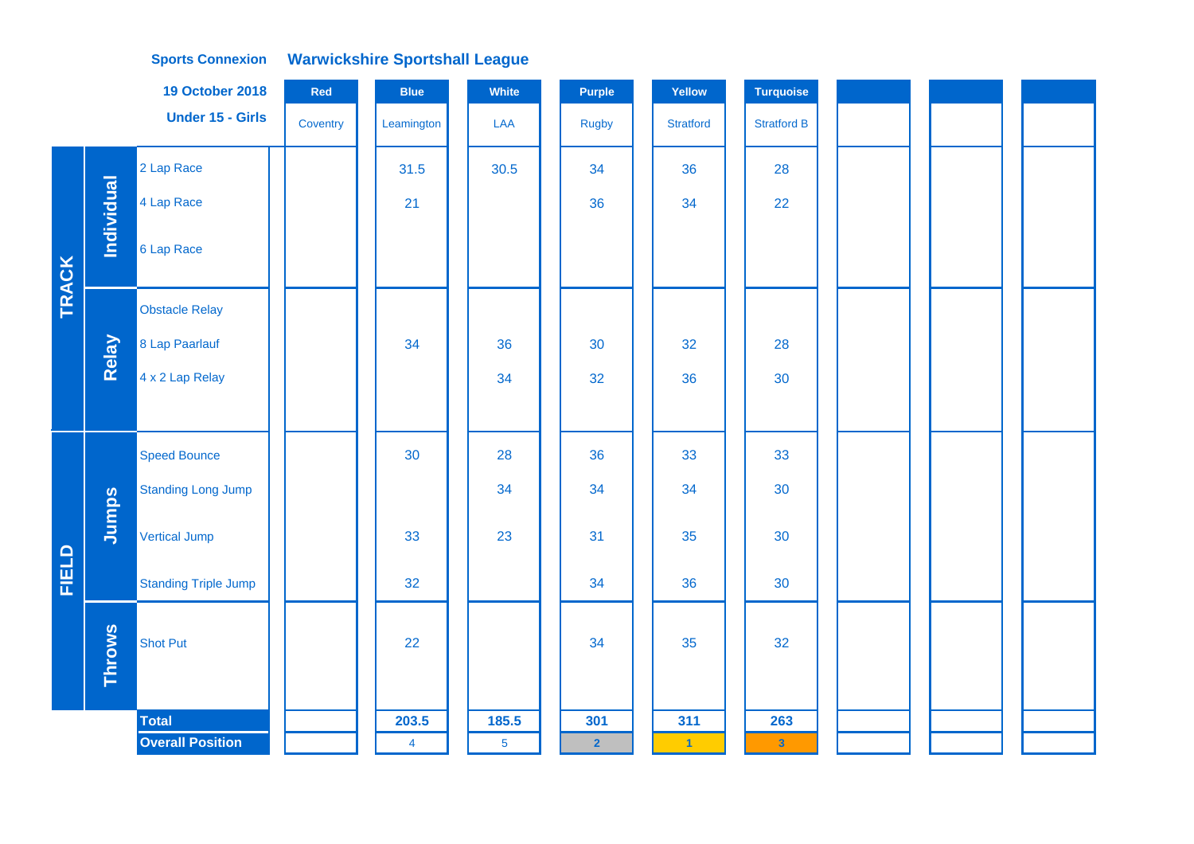**Sports Connexion** **Warwickshire Sportshall League**

**19 October 2018**

**Under 15 - Girls**

| Section | Category | Event | Red | Blue | White | Purple | Yellow | Turquoise | | | |
|---|---|---|---|---|---|---|---|---|---|---|---|
| | | | Coventry | Leamington | LAA | Rugby | Stratford | Stratford B | | | |
| TRACK | Individual | 2 Lap Race | | 31.5 | 30.5 | 34 | 36 | 28 | | | |
| | | 4 Lap Race | | 21 | | 36 | 34 | 22 | | | |
| | | 6 Lap Race | | | | | | | | | |
| | Relay | Obstacle Relay | | | | | | | | | |
| | | 8 Lap Paarlauf | | 34 | 36 | 30 | 32 | 28 | | | |
| | | 4 x 2 Lap Relay | | | 34 | 32 | 36 | 30 | | | |
| FIELD | Jumps | Speed Bounce | | 30 | 28 | 36 | 33 | 33 | | | |
| | | Standing Long Jump | | | 34 | 34 | 34 | 30 | | | |
| | | Vertical Jump | | 33 | 23 | 31 | 35 | 30 | | | |
| | | Standing Triple Jump | | 32 | | 34 | 36 | 30 | | | |
| | Throws | Shot Put | | 22 | | 34 | 35 | 32 | | | |
| | | **Total** | | **203.5** | **185.5** | **301** | **311** | **263** | | | |
| | | **Overall Position** | | 4 | 5 | 2 | 1 | 3 | | | |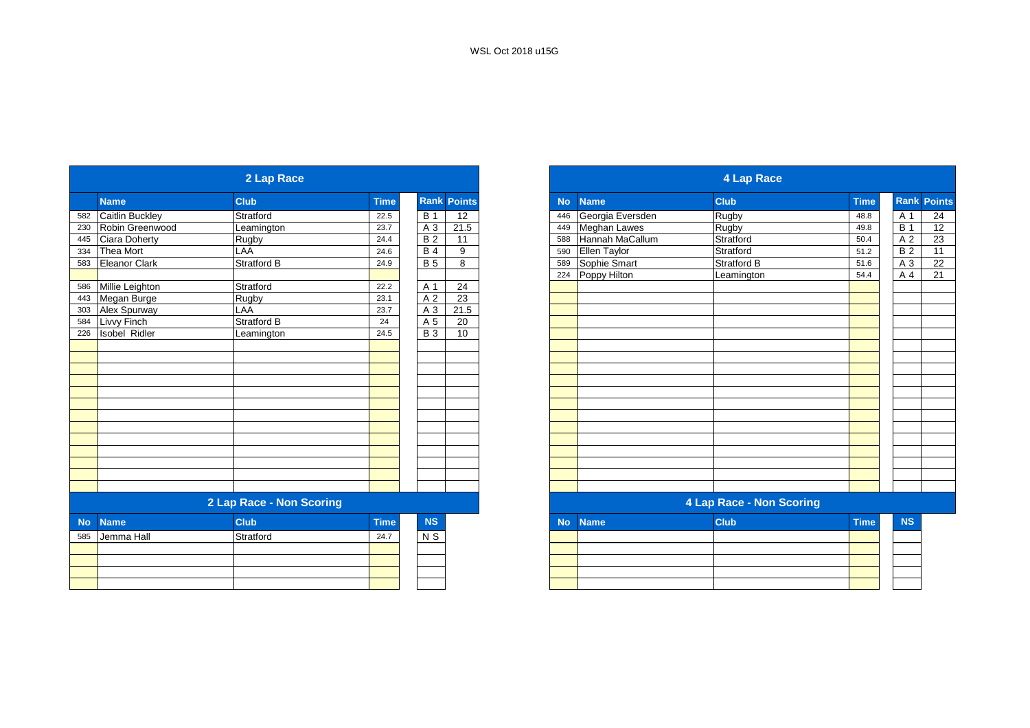WSL Oct 2018 u15G

## 2 Lap Race

| No | Name | Club | Time | Rank | Points |
|---|---|---|---|---|---|
| 582 | Caitlin Buckley | Stratford | 22.5 | B 1 | 12 |
| 230 | Robin Greenwood | Leamington | 23.7 | A 3 | 21.5 |
| 445 | Ciara Doherty | Rugby | 24.4 | B 2 | 11 |
| 334 | Thea Mort | LAA | 24.6 | B 4 | 9 |
| 583 | Eleanor Clark | Stratford B | 24.9 | B 5 | 8 |
| | | | | | |
| 586 | Millie Leighton | Stratford | 22.2 | A 1 | 24 |
| 443 | Megan Burge | Rugby | 23.1 | A 2 | 23 |
| 303 | Alex Spurway | LAA | 23.7 | A 3 | 21.5 |
| 584 | Livvy Finch | Stratford B | 24 | A 5 | 20 |
| 226 | Isobel Ridler | Leamington | 24.5 | B 3 | 10 |

## 2 Lap Race - Non Scoring

| No | Name | Club | Time | NS |
|---|---|---|---|---|
| 585 | Jemma Hall | Stratford | 24.7 | N S |

## 4 Lap Race

| No | Name | Club | Time | Rank | Points |
|---|---|---|---|---|---|
| 446 | Georgia Eversden | Rugby | 48.8 | A 1 | 24 |
| 449 | Meghan Lawes | Rugby | 49.8 | B 1 | 12 |
| 588 | Hannah MaCallum | Stratford | 50.4 | A 2 | 23 |
| 590 | Ellen Taylor | Stratford | 51.2 | B 2 | 11 |
| 589 | Sophie Smart | Stratford B | 51.6 | A 3 | 22 |
| 224 | Poppy Hilton | Leamington | 54.4 | A 4 | 21 |

## 4 Lap Race - Non Scoring

| No | Name | Club | Time | NS |
|---|---|---|---|---|
| | | | | |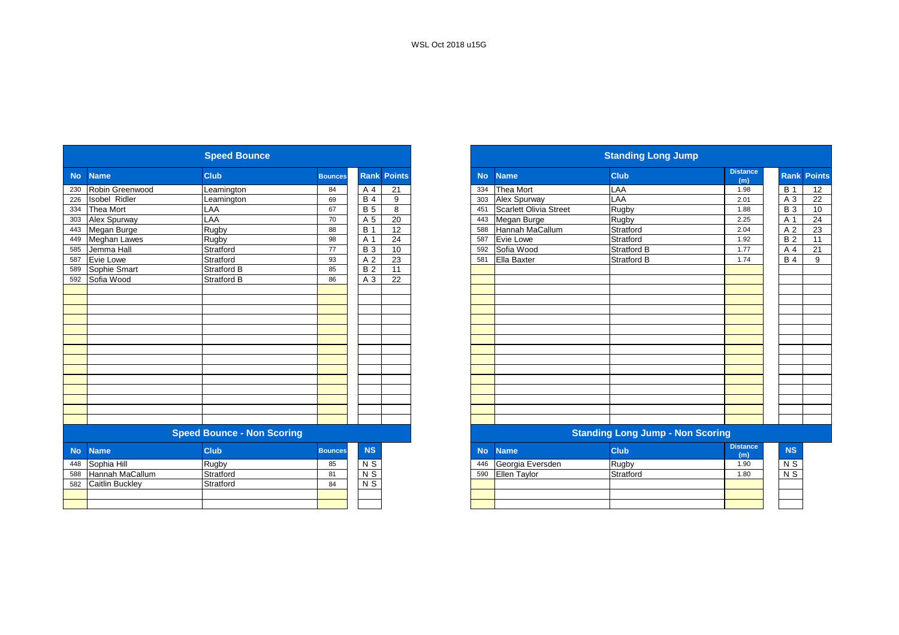WSL Oct 2018 u15G

## Speed Bounce

| No | Name | Club | Bounces | Rank | Points |
|---|---|---|---|---|---|
| 230 | Robin Greenwood | Leamington | 84 | A 4 | 21 |
| 226 | Isobel Ridler | Leamington | 69 | B 4 | 9 |
| 334 | Thea Mort | LAA | 67 | B 5 | 8 |
| 303 | Alex Spurway | LAA | 70 | A 5 | 20 |
| 443 | Megan Burge | Rugby | 88 | B 1 | 12 |
| 449 | Meghan Lawes | Rugby | 98 | A 1 | 24 |
| 585 | Jemma Hall | Stratford | 77 | B 3 | 10 |
| 587 | Evie Lowe | Stratford | 93 | A 2 | 23 |
| 589 | Sophie Smart | Stratford B | 85 | B 2 | 11 |
| 592 | Sofia Wood | Stratford B | 86 | A 3 | 22 |

## Speed Bounce - Non Scoring

| No | Name | Club | Bounces | NS |
|---|---|---|---|---|
| 448 | Sophia Hill | Rugby | 85 | N S |
| 588 | Hannah MaCallum | Stratford | 81 | N S |
| 582 | Caitlin Buckley | Stratford | 84 | N S |

## Standing Long Jump

| No | Name | Club | Distance (m) | Rank | Points |
|---|---|---|---|---|---|
| 334 | Thea Mort | LAA | 1.98 | B 1 | 12 |
| 303 | Alex Spurway | LAA | 2.01 | A 3 | 22 |
| 451 | Scarlett Olivia Street | Rugby | 1.88 | B 3 | 10 |
| 443 | Megan Burge | Rugby | 2.25 | A 1 | 24 |
| 588 | Hannah MaCallum | Stratford | 2.04 | A 2 | 23 |
| 587 | Evie Lowe | Stratford | 1.92 | B 2 | 11 |
| 592 | Sofia Wood | Stratford B | 1.77 | A 4 | 21 |
| 581 | Ella Baxter | Stratford B | 1.74 | B 4 | 9 |

## Standing Long Jump - Non Scoring

| No | Name | Club | Distance (m) | NS |
|---|---|---|---|---|
| 446 | Georgia Eversden | Rugby | 1.90 | N S |
| 590 | Ellen Taylor | Stratford | 1.80 | N S |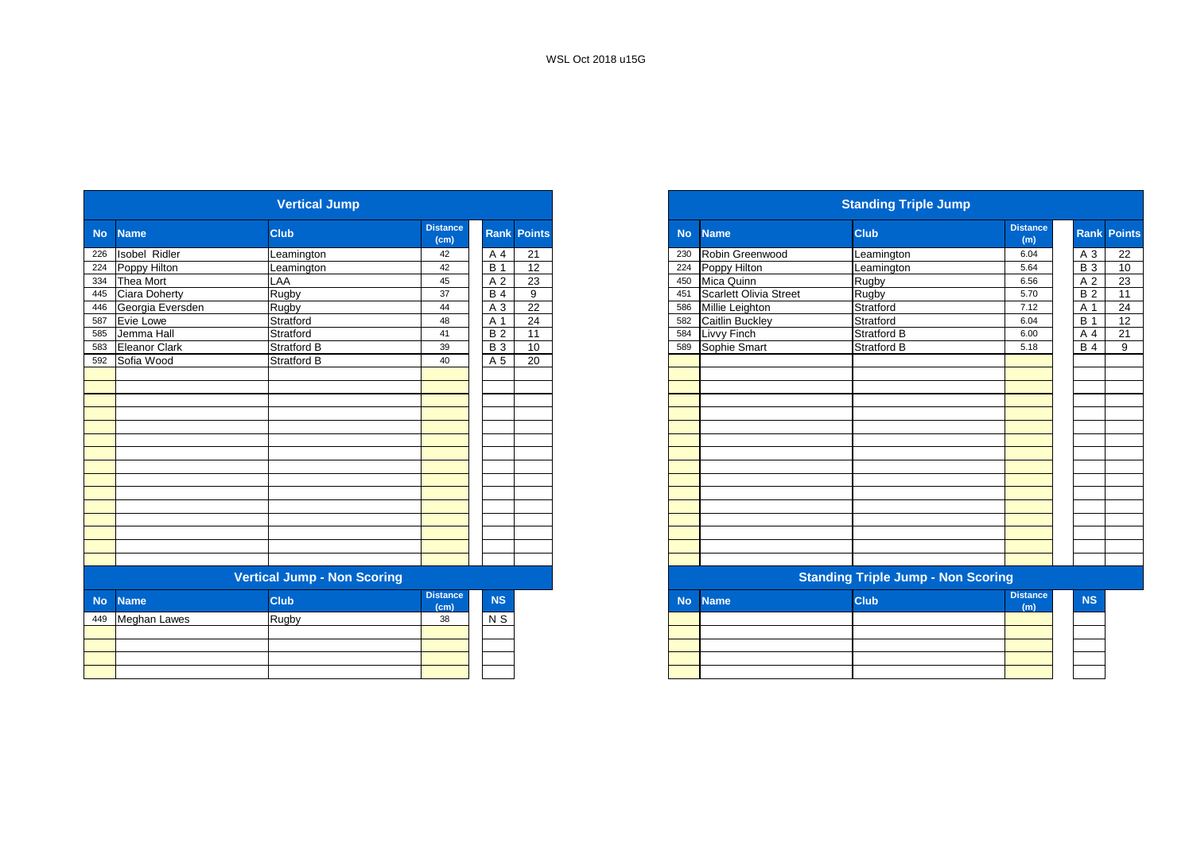WSL Oct 2018 u15G

## Vertical Jump

| No | Name | Club | Distance (cm) | Rank | Points |
|---|---|---|---|---|---|
| 226 | Isobel Ridler | Leamington | 42 | A 4 | 21 |
| 224 | Poppy Hilton | Leamington | 42 | B 1 | 12 |
| 334 | Thea Mort | LAA | 45 | A 2 | 23 |
| 445 | Ciara Doherty | Rugby | 37 | B 4 | 9 |
| 446 | Georgia Eversden | Rugby | 44 | A 3 | 22 |
| 587 | Evie Lowe | Stratford | 48 | A 1 | 24 |
| 585 | Jemma Hall | Stratford | 41 | B 2 | 11 |
| 583 | Eleanor Clark | Stratford B | 39 | B 3 | 10 |
| 592 | Sofia Wood | Stratford B | 40 | A 5 | 20 |

## Vertical Jump - Non Scoring

| No | Name | Club | Distance (cm) | NS |
|---|---|---|---|---|
| 449 | Meghan Lawes | Rugby | 38 | N S |

## Standing Triple Jump

| No | Name | Club | Distance (m) | Rank | Points |
|---|---|---|---|---|---|
| 230 | Robin Greenwood | Leamington | 6.04 | A 3 | 22 |
| 224 | Poppy Hilton | Leamington | 5.64 | B 3 | 10 |
| 450 | Mica Quinn | Rugby | 6.56 | A 2 | 23 |
| 451 | Scarlett Olivia Street | Rugby | 5.70 | B 2 | 11 |
| 586 | Millie Leighton | Stratford | 7.12 | A 1 | 24 |
| 582 | Caitlin Buckley | Stratford | 6.04 | B 1 | 12 |
| 584 | Livvy Finch | Stratford B | 6.00 | A 4 | 21 |
| 589 | Sophie Smart | Stratford B | 5.18 | B 4 | 9 |

## Standing Triple Jump - Non Scoring

| No | Name | Club | Distance (m) | NS |
|---|---|---|---|---|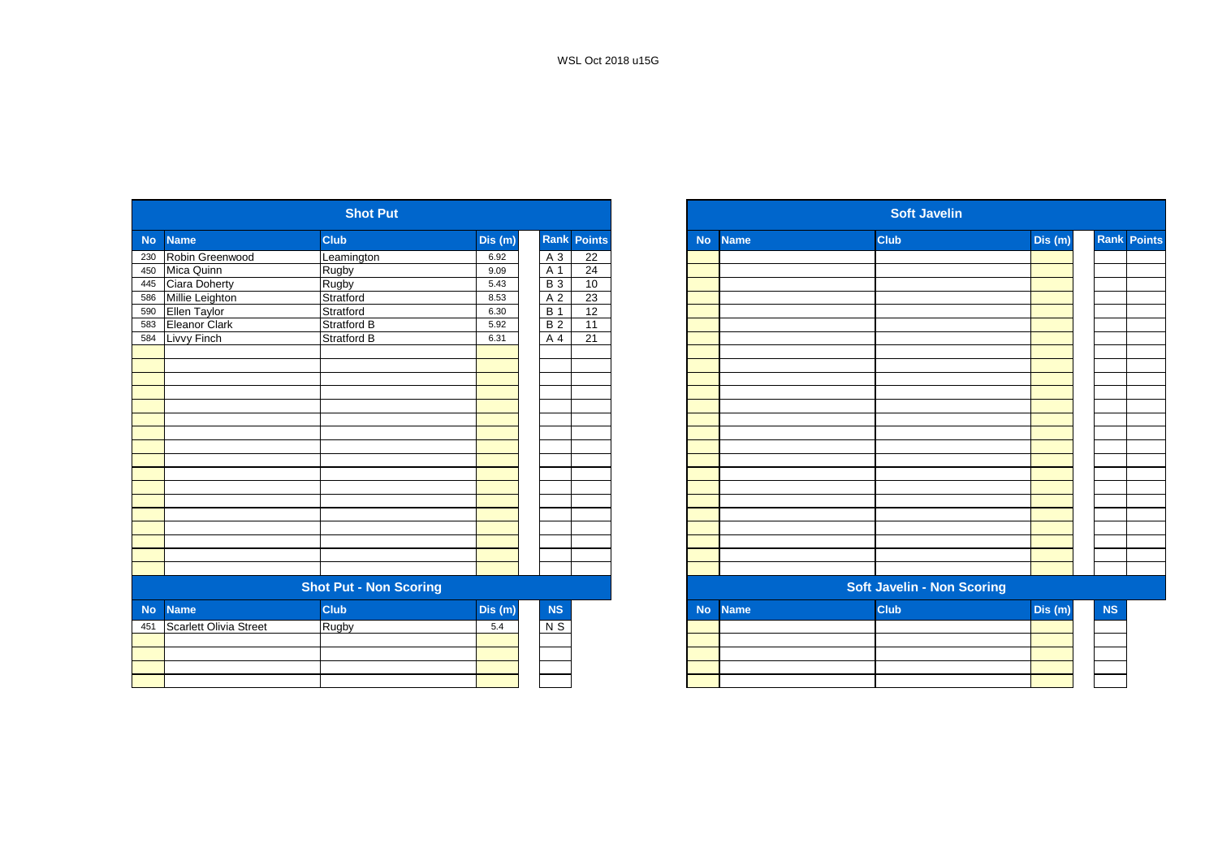WSL Oct 2018 u15G

## Shot Put

| No | Name | Club | Dis (m) | Rank | Points |
|---|---|---|---|---|---|
| 230 | Robin Greenwood | Leamington | 6.92 | A 3 | 22 |
| 450 | Mica Quinn | Rugby | 9.09 | A 1 | 24 |
| 445 | Ciara Doherty | Rugby | 5.43 | B 3 | 10 |
| 586 | Millie Leighton | Stratford | 8.53 | A 2 | 23 |
| 590 | Ellen Taylor | Stratford | 6.30 | B 1 | 12 |
| 583 | Eleanor Clark | Stratford B | 5.92 | B 2 | 11 |
| 584 | Livvy Finch | Stratford B | 6.31 | A 4 | 21 |

## Shot Put - Non Scoring

| No | Name | Club | Dis (m) | NS |
|---|---|---|---|---|
| 451 | Scarlett Olivia Street | Rugby | 5.4 | N S |

## Soft Javelin

| No | Name | Club | Dis (m) | Rank | Points |
|---|---|---|---|---|---|

## Soft Javelin - Non Scoring

| No | Name | Club | Dis (m) | NS |
|---|---|---|---|---|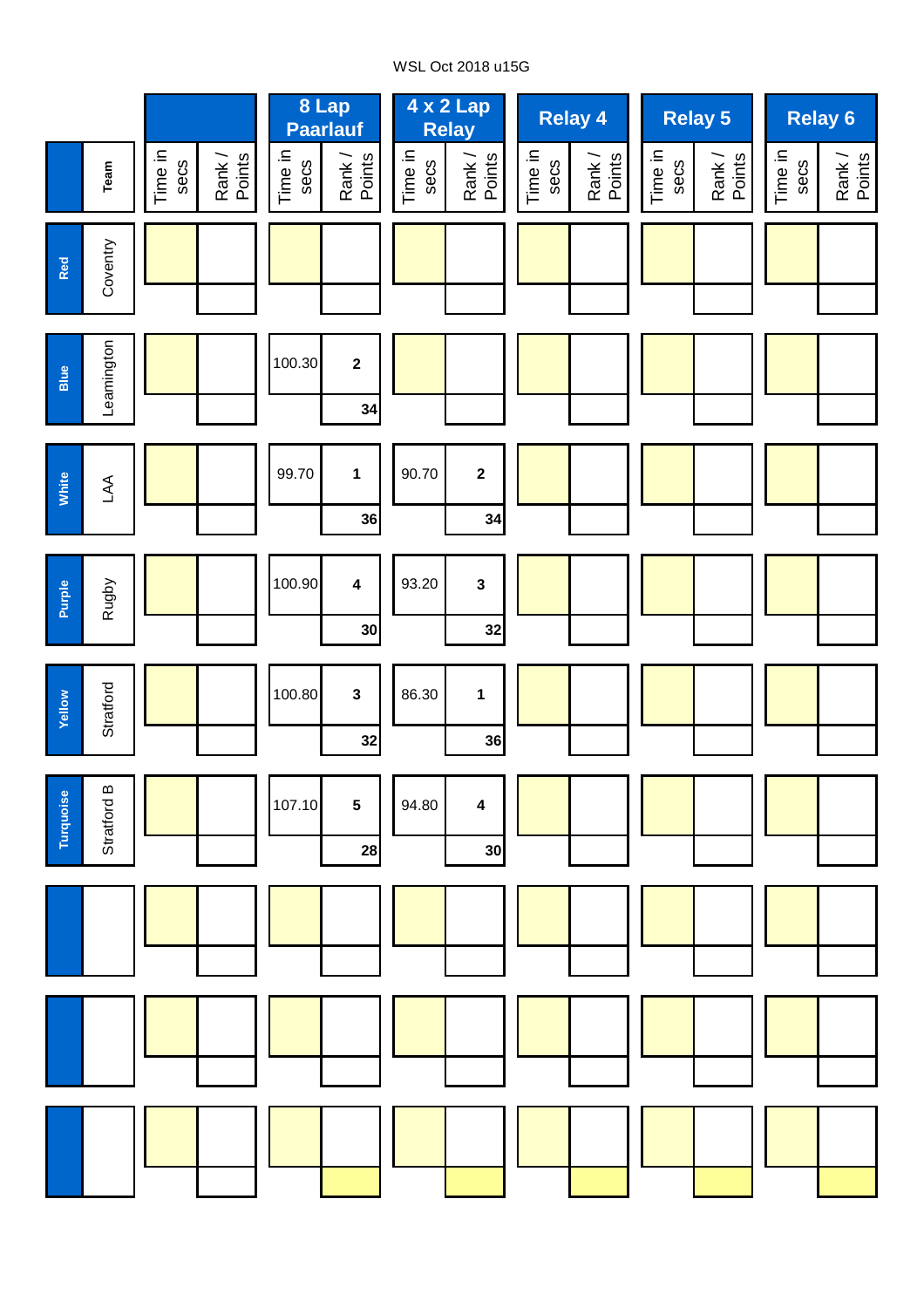WSL Oct 2018 u15G

| | Team | | | 8 Lap Paarlauf | | 4 x 2 Lap Relay | | Relay 4 | | Relay 5 | | Relay 6 | |
|---|---|---|---|---|---|---|---|---|---|---|---|---|---|
| | | Time in secs | Rank / Points | Time in secs | Rank / Points | Time in secs | Rank / Points | Time in secs | Rank / Points | Time in secs | Rank / Points | Time in secs | Rank / Points |
| Red | Coventry | | | | | | | | | | | | |
| Blue | Leamington | | | 100.30 | 2 / 34 | | | | | | | | |
| White | LAA | | | 99.70 | 1 / 36 | 90.70 | 2 / 34 | | | | | | |
| Purple | Rugby | | | 100.90 | 4 / 30 | 93.20 | 3 / 32 | | | | | | |
| Yellow | Stratford | | | 100.80 | 3 / 32 | 86.30 | 1 / 36 | | | | | | |
| Turquoise | Stratford B | | | 107.10 | 5 / 28 | 94.80 | 4 / 30 | | | | | | |
| | | | | | | | | | | | | | |
| | | | | | | | | | | | | | |
| | | | | | | | | | | | | | |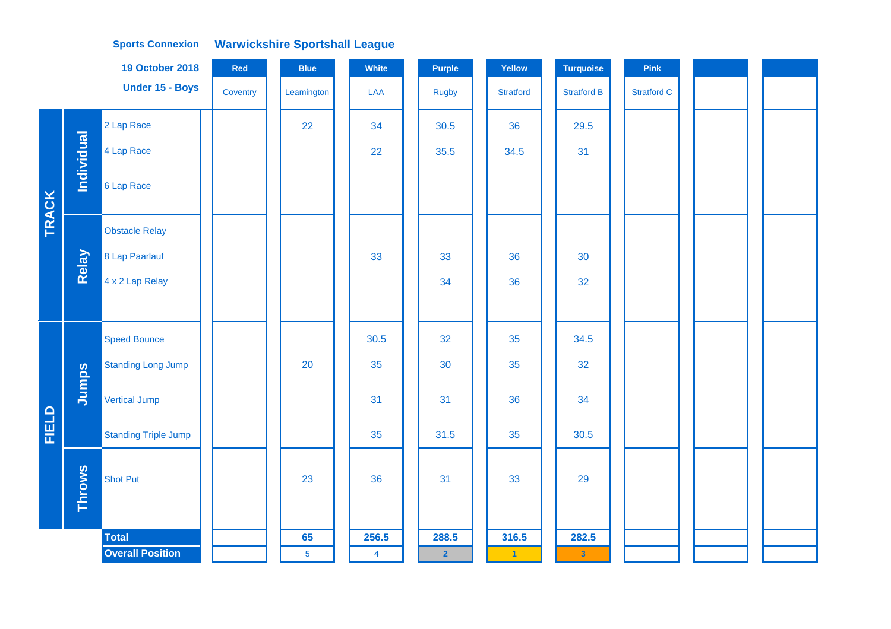**Sports Connexion** **Warwickshire Sportshall League**

**19 October 2018**

**Under 15 - Boys**

| | | | Red | Blue | White | Purple | Yellow | Turquoise | Pink | | |
|---|---|---|---|---|---|---|---|---|---|---|---|
| | | | Coventry | Leamington | LAA | Rugby | Stratford | Stratford B | Stratford C | | |
| TRACK | Individual | 2 Lap Race | | 22 | 34 | 30.5 | 36 | 29.5 | | | |
| | | 4 Lap Race | | | 22 | 35.5 | 34.5 | 31 | | | |
| | | 6 Lap Race | | | | | | | | | |
| | Relay | Obstacle Relay | | | | | | | | | |
| | | 8 Lap Paarlauf | | | 33 | 33 | 36 | 30 | | | |
| | | 4 x 2 Lap Relay | | | | 34 | 36 | 32 | | | |
| FIELD | Jumps | Speed Bounce | | | 30.5 | 32 | 35 | 34.5 | | | |
| | | Standing Long Jump | | 20 | 35 | 30 | 35 | 32 | | | |
| | | Vertical Jump | | | 31 | 31 | 36 | 34 | | | |
| | | Standing Triple Jump | | | 35 | 31.5 | 35 | 30.5 | | | |
| | Throws | Shot Put | | 23 | 36 | 31 | 33 | 29 | | | |
| | | **Total** | | **65** | **256.5** | **288.5** | **316.5** | **282.5** | | | |
| | | **Overall Position** | | 5 | 4 | 2 | 1 | 3 | | | |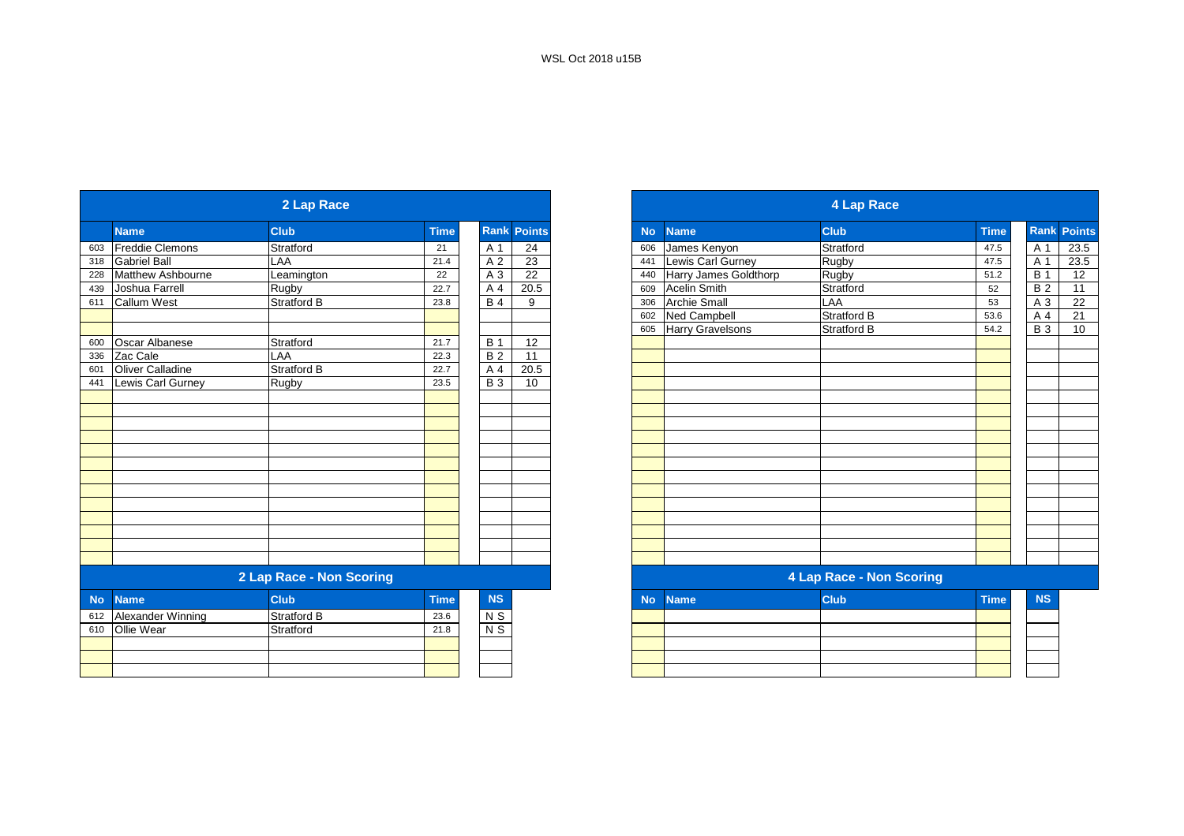# WSL Oct 2018 u15B

## 2 Lap Race

| No | Name | Club | Time | Rank | Points |
|---|---|---|---|---|---|
| 603 | Freddie Clemons | Stratford | 21 | A 1 | 24 |
| 318 | Gabriel Ball | LAA | 21.4 | A 2 | 23 |
| 228 | Matthew Ashbourne | Leamington | 22 | A 3 | 22 |
| 439 | Joshua Farrell | Rugby | 22.7 | A 4 | 20.5 |
| 611 | Callum West | Stratford B | 23.8 | B 4 | 9 |
| 600 | Oscar Albanese | Stratford | 21.7 | B 1 | 12 |
| 336 | Zac Cale | LAA | 22.3 | B 2 | 11 |
| 601 | Oliver Calladine | Stratford B | 22.7 | A 4 | 20.5 |
| 441 | Lewis Carl Gurney | Rugby | 23.5 | B 3 | 10 |

## 2 Lap Race - Non Scoring

| No | Name | Club | Time | NS |
|---|---|---|---|---|
| 612 | Alexander Winning | Stratford B | 23.6 | N S |
| 610 | Ollie Wear | Stratford | 21.8 | N S |

## 4 Lap Race

| No | Name | Club | Time | Rank | Points |
|---|---|---|---|---|---|
| 606 | James Kenyon | Stratford | 47.5 | A 1 | 23.5 |
| 441 | Lewis Carl Gurney | Rugby | 47.5 | A 1 | 23.5 |
| 440 | Harry James Goldthorp | Rugby | 51.2 | B 1 | 12 |
| 609 | Acelin Smith | Stratford | 52 | B 2 | 11 |
| 306 | Archie Small | LAA | 53 | A 3 | 22 |
| 602 | Ned Campbell | Stratford B | 53.6 | A 4 | 21 |
| 605 | Harry Gravelsons | Stratford B | 54.2 | B 3 | 10 |

## 4 Lap Race - Non Scoring

| No | Name | Club | Time | NS |
|---|---|---|---|---|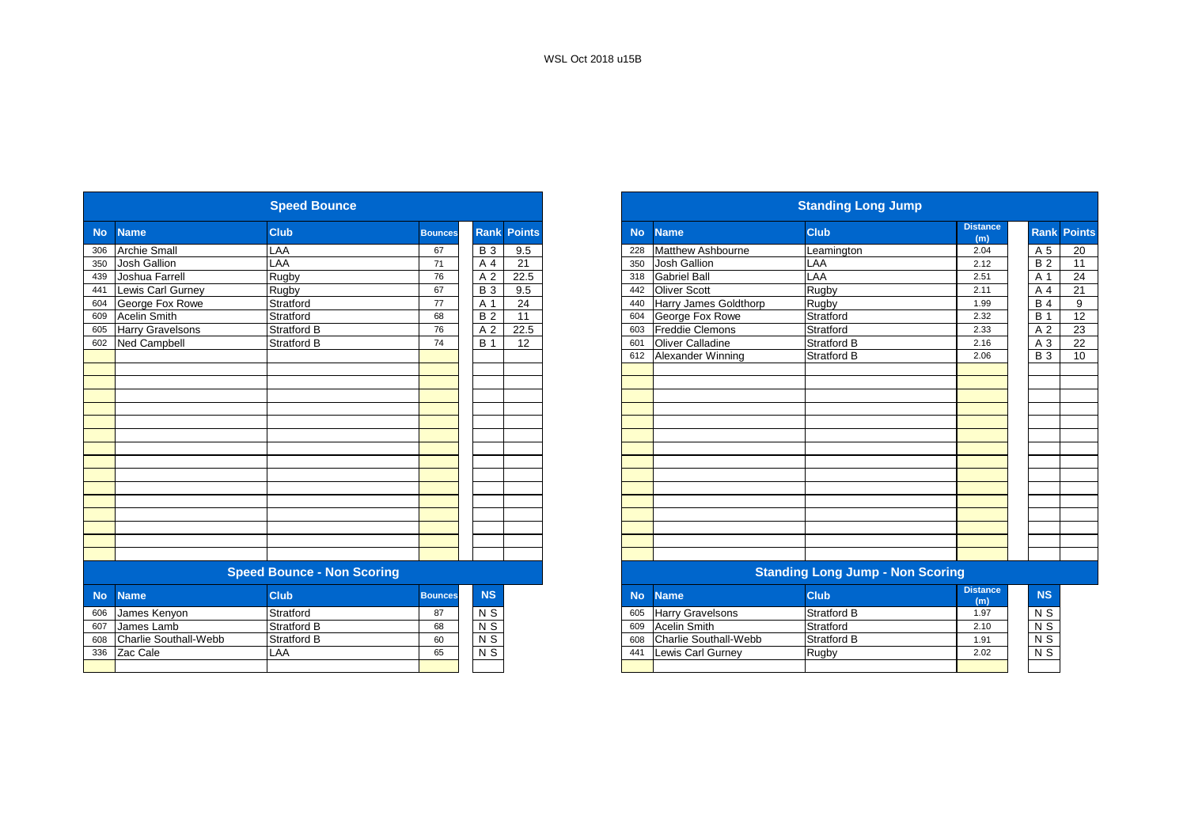WSL Oct 2018 u15B

## Speed Bounce

| No | Name | Club | Bounces | Rank | Points |
|---|---|---|---|---|---|
| 306 | Archie Small | LAA | 67 | B 3 | 9.5 |
| 350 | Josh Gallion | LAA | 71 | A 4 | 21 |
| 439 | Joshua Farrell | Rugby | 76 | A 2 | 22.5 |
| 441 | Lewis Carl Gurney | Rugby | 67 | B 3 | 9.5 |
| 604 | George Fox Rowe | Stratford | 77 | A 1 | 24 |
| 609 | Acelin Smith | Stratford | 68 | B 2 | 11 |
| 605 | Harry Gravelsons | Stratford B | 76 | A 2 | 22.5 |
| 602 | Ned Campbell | Stratford B | 74 | B 1 | 12 |

## Speed Bounce - Non Scoring

| No | Name | Club | Bounces | NS |
|---|---|---|---|---|
| 606 | James Kenyon | Stratford | 87 | N S |
| 607 | James Lamb | Stratford B | 68 | N S |
| 608 | Charlie Southall-Webb | Stratford B | 60 | N S |
| 336 | Zac Cale | LAA | 65 | N S |

## Standing Long Jump

| No | Name | Club | Distance (m) | Rank | Points |
|---|---|---|---|---|---|
| 228 | Matthew Ashbourne | Leamington | 2.04 | A 5 | 20 |
| 350 | Josh Gallion | LAA | 2.12 | B 2 | 11 |
| 318 | Gabriel Ball | LAA | 2.51 | A 1 | 24 |
| 442 | Oliver Scott | Rugby | 2.11 | A 4 | 21 |
| 440 | Harry James Goldthorp | Rugby | 1.99 | B 4 | 9 |
| 604 | George Fox Rowe | Stratford | 2.32 | B 1 | 12 |
| 603 | Freddie Clemons | Stratford | 2.33 | A 2 | 23 |
| 601 | Oliver Calladine | Stratford B | 2.16 | A 3 | 22 |
| 612 | Alexander Winning | Stratford B | 2.06 | B 3 | 10 |

## Standing Long Jump - Non Scoring

| No | Name | Club | Distance (m) | NS |
|---|---|---|---|---|
| 605 | Harry Gravelsons | Stratford B | 1.97 | N S |
| 609 | Acelin Smith | Stratford | 2.10 | N S |
| 608 | Charlie Southall-Webb | Stratford B | 1.91 | N S |
| 441 | Lewis Carl Gurney | Rugby | 2.02 | N S |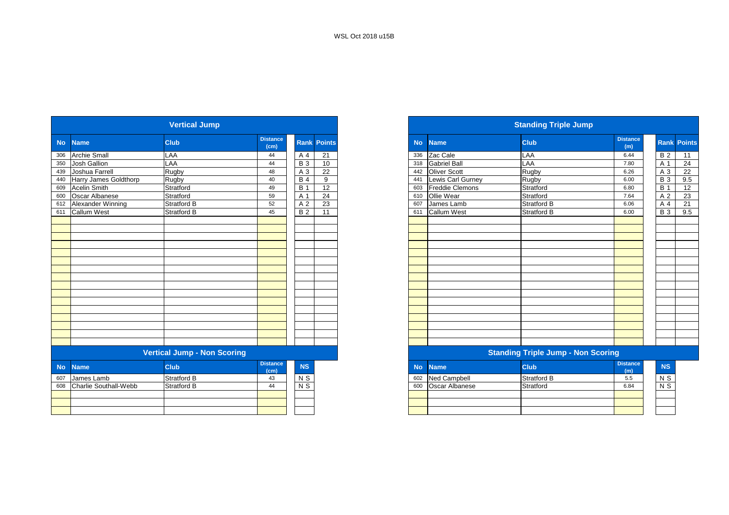WSL Oct 2018 u15B

## Vertical Jump

| No | Name | Club | Distance (cm) | Rank | Points |
|---|---|---|---|---|---|
| 306 | Archie Small | LAA | 44 | A 4 | 21 |
| 350 | Josh Gallion | LAA | 44 | B 3 | 10 |
| 439 | Joshua Farrell | Rugby | 48 | A 3 | 22 |
| 440 | Harry James Goldthorp | Rugby | 40 | B 4 | 9 |
| 609 | Acelin Smith | Stratford | 49 | B 1 | 12 |
| 600 | Oscar Albanese | Stratford | 59 | A 1 | 24 |
| 612 | Alexander Winning | Stratford B | 52 | A 2 | 23 |
| 611 | Callum West | Stratford B | 45 | B 2 | 11 |

## Vertical Jump - Non Scoring

| No | Name | Club | Distance (cm) | NS |
|---|---|---|---|---|
| 607 | James Lamb | Stratford B | 43 | N S |
| 608 | Charlie Southall-Webb | Stratford B | 44 | N S |

## Standing Triple Jump

| No | Name | Club | Distance (m) | Rank | Points |
|---|---|---|---|---|---|
| 336 | Zac Cale | LAA | 6.44 | B 2 | 11 |
| 318 | Gabriel Ball | LAA | 7.80 | A 1 | 24 |
| 442 | Oliver Scott | Rugby | 6.26 | A 3 | 22 |
| 441 | Lewis Carl Gurney | Rugby | 6.00 | B 3 | 9.5 |
| 603 | Freddie Clemons | Stratford | 6.80 | B 1 | 12 |
| 610 | Ollie Wear | Stratford | 7.64 | A 2 | 23 |
| 607 | James Lamb | Stratford B | 6.06 | A 4 | 21 |
| 611 | Callum West | Stratford B | 6.00 | B 3 | 9.5 |

## Standing Triple Jump - Non Scoring

| No | Name | Club | Distance (m) | NS |
|---|---|---|---|---|
| 602 | Ned Campbell | Stratford B | 5.5 | N S |
| 600 | Oscar Albanese | Stratford | 6.84 | N S |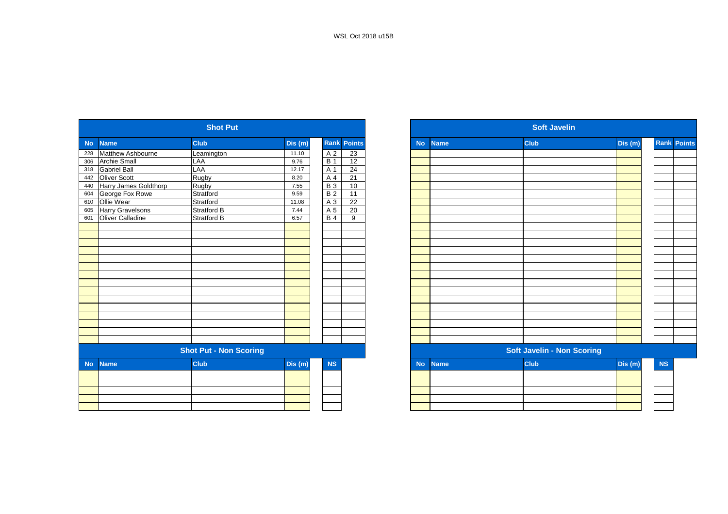WSL Oct 2018 u15B

## Shot Put

| No | Name | Club | Dis (m) | Rank | Points |
|---|---|---|---|---|---|
| 228 | Matthew Ashbourne | Leamington | 11.10 | A 2 | 23 |
| 306 | Archie Small | LAA | 9.76 | B 1 | 12 |
| 318 | Gabriel Ball | LAA | 12.17 | A 1 | 24 |
| 442 | Oliver Scott | Rugby | 8.20 | A 4 | 21 |
| 440 | Harry James Goldthorp | Rugby | 7.55 | B 3 | 10 |
| 604 | George Fox Rowe | Stratford | 9.59 | B 2 | 11 |
| 610 | Ollie Wear | Stratford | 11.08 | A 3 | 22 |
| 605 | Harry Gravelsons | Stratford B | 7.44 | A 5 | 20 |
| 601 | Oliver Calladine | Stratford B | 6.57 | B 4 | 9 |

## Shot Put - Non Scoring

| No | Name | Club | Dis (m) | NS |
|---|---|---|---|---|

## Soft Javelin

| No | Name | Club | Dis (m) | Rank | Points |
|---|---|---|---|---|---|

## Soft Javelin - Non Scoring

| No | Name | Club | Dis (m) | NS |
|---|---|---|---|---|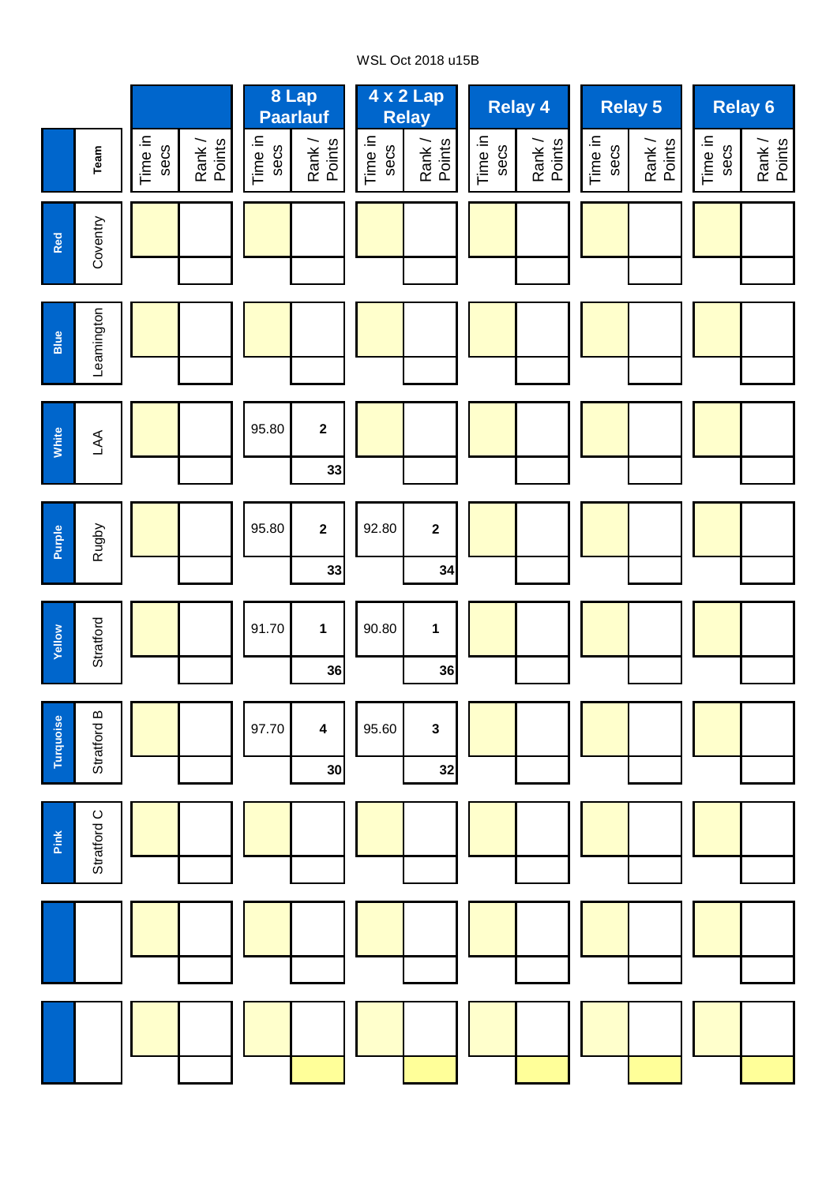WSL Oct 2018 u15B

| | | | | 8 Lap Paarlauf | | 4 x 2 Lap Relay | | Relay 4 | | Relay 5 | | Relay 6 | |
|---|---|---|---|---|---|---|---|---|---|---|---|---|---|
| | Team | Time in secs | Rank / Points | Time in secs | Rank / Points | Time in secs | Rank / Points | Time in secs | Rank / Points | Time in secs | Rank / Points | Time in secs | Rank / Points |
| Red | Coventry | | | | | | | | | | | | |
| Blue | Leamington | | | | | | | | | | | | |
| White | LAA | | | 95.80 | 2 / 33 | | | | | | | | |
| Purple | Rugby | | | 95.80 | 2 / 33 | 92.80 | 2 / 34 | | | | | | |
| Yellow | Stratford | | | 91.70 | 1 / 36 | 90.80 | 1 / 36 | | | | | | |
| Turquoise | Stratford B | | | 97.70 | 4 / 30 | 95.60 | 3 / 32 | | | | | | |
| Pink | Stratford C | | | | | | | | | | | | |
| | | | | | | | | | | | | | |
| | | | | | | | | | | | | | |